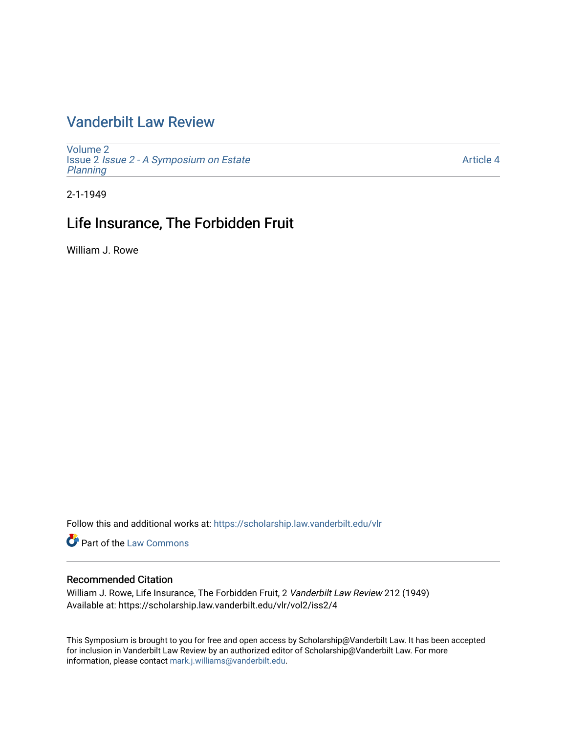# Vanderbilt Law Review

Volume 2
Issue 2 *Issue 2 - A Symposium on Estate Planning*

Article 4

2-1-1949

## Life Insurance, The Forbidden Fruit

William J. Rowe

Follow this and additional works at: https://scholarship.law.vanderbilt.edu/vlr

Part of the Law Commons

### Recommended Citation

William J. Rowe, Life Insurance, The Forbidden Fruit, 2 *Vanderbilt Law Review* 212 (1949)
Available at: https://scholarship.law.vanderbilt.edu/vlr/vol2/iss2/4

This Symposium is brought to you for free and open access by Scholarship@Vanderbilt Law. It has been accepted for inclusion in Vanderbilt Law Review by an authorized editor of Scholarship@Vanderbilt Law. For more information, please contact mark.j.williams@vanderbilt.edu.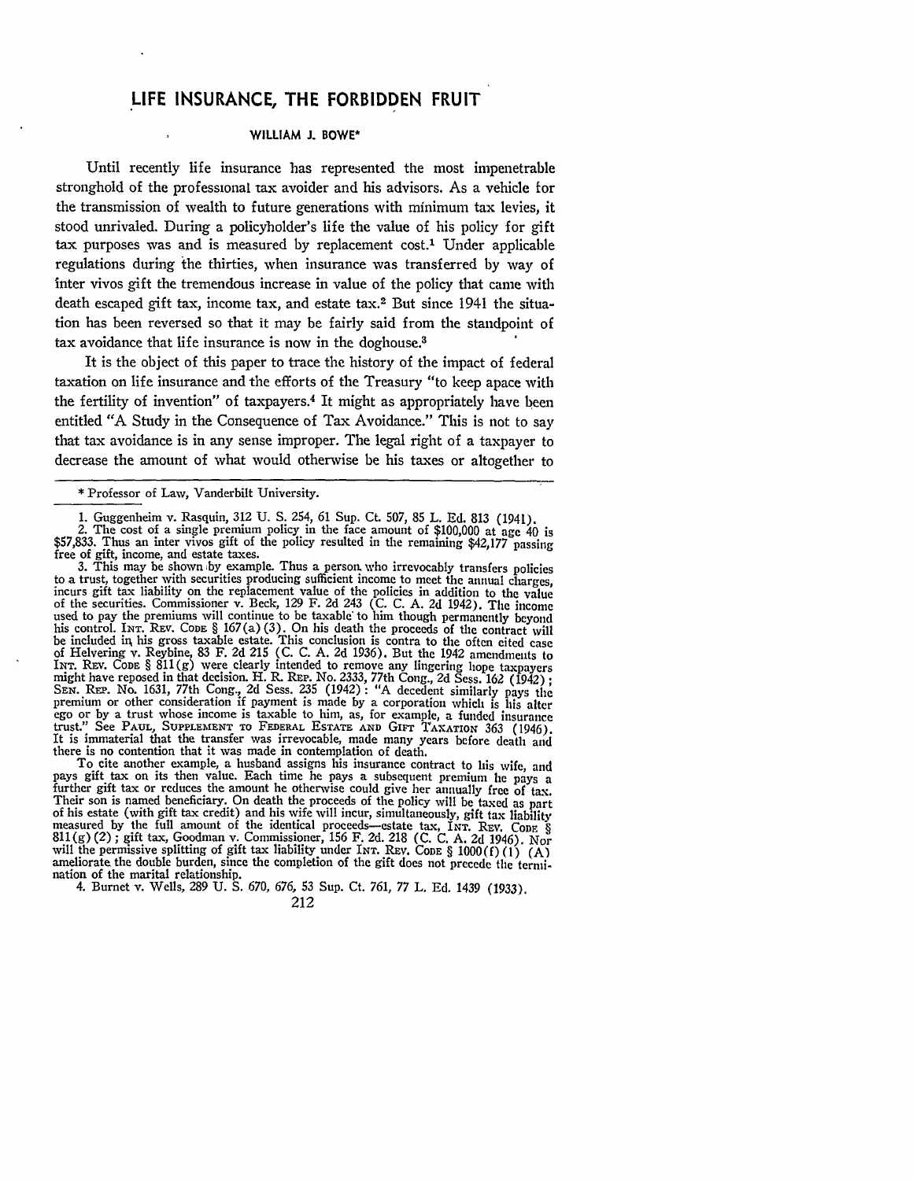# LIFE INSURANCE, THE FORBIDDEN FRUIT

WILLIAM J. BOWE*

Until recently life insurance has represented the most impenetrable stronghold of the professional tax avoider and his advisors. As a vehicle for the transmission of wealth to future generations with minimum tax levies, it stood unrivaled. During a policyholder's life the value of his policy for gift tax purposes was and is measured by replacement cost.[1] Under applicable regulations during the thirties, when insurance was transferred by way of inter vivos gift the tremendous increase in value of the policy that came with death escaped gift tax, income tax, and estate tax.[2] But since 1941 the situation has been reversed so that it may be fairly said from the standpoint of tax avoidance that life insurance is now in the doghouse.[3]

It is the object of this paper to trace the history of the impact of federal taxation on life insurance and the efforts of the Treasury "to keep apace with the fertility of invention" of taxpayers.[4] It might as appropriately have been entitled "A Study in the Consequence of Tax Avoidance." This is not to say that tax avoidance is in any sense improper. The legal right of a taxpayer to decrease the amount of what would otherwise be his taxes or altogether to

---

\* Professor of Law, Vanderbilt University.

1. Guggenheim v. Rasquin, 312 U. S. 254, 61 Sup. Ct. 507, 85 L. Ed. 813 (1941).

2. The cost of a single premium policy in the face amount of $100,000 at age 40 is $57,833. Thus an inter vivos gift of the policy resulted in the remaining $42,177 passing free of gift, income, and estate taxes.

3. This may be shown by example. Thus a person who irrevocably transfers policies to a trust, together with securities producing sufficient income to meet the annual charges, incurs gift tax liability on the replacement value of the policies in addition to the value of the securities. Commissioner v. Beck, 129 F. 2d 243 (C. C. A. 2d 1942). The income used to pay the premiums will continue to be taxable to him though permanently beyond his control. INT. REV. CODE § 167(a)(3). On his death the proceeds of the contract will be included in his gross taxable estate. This conclusion is contra to the often cited case of Helvering v. Reybine, 83 F. 2d 215 (C. C. A. 2d 1936). But the 1942 amendments to INT. REV. CODE § 811(g) were clearly intended to remove any lingering hope taxpayers might have reposed in that decision. H. R. REP. No. 2333, 77th Cong., 2d Sess. 162 (1942); SEN. REP. No. 1631, 77th Cong., 2d Sess. 235 (1942): "A decedent similarly pays the premium or other consideration if payment is made by a corporation which is his alter ego or by a trust whose income is taxable to him, as, for example, a funded insurance trust." See PAUL, SUPPLEMENT TO FEDERAL ESTATE AND GIFT TAXATION 363 (1946). It is immaterial that the transfer was irrevocable, made many years before death and there is no contention that it was made in contemplation of death.

To cite another example, a husband assigns his insurance contract to his wife, and pays gift tax on its then value. Each time he pays a subsequent premium he pays a further gift tax or reduces the amount he otherwise could give her annually free of tax. Their son is named beneficiary. On death the proceeds of the policy will be taxed as part of his estate (with gift tax credit) and his wife will incur, simultaneously, gift tax liability measured by the full amount of the identical proceeds—estate tax, INT. REV. CODE § 811(g)(2); gift tax, Goodman v. Commissioner, 156 F. 2d. 218 (C. C. A. 2d 1946). Nor will the permissive splitting of gift tax liability under INT. REV. CODE § 1000(f)(1)(A) ameliorate the double burden, since the completion of the gift does not precede the termination of the marital relationship.

4. Burnet v. Wells, 289 U. S. 670, 676, 53 Sup. Ct. 761, 77 L. Ed. 1439 (1933).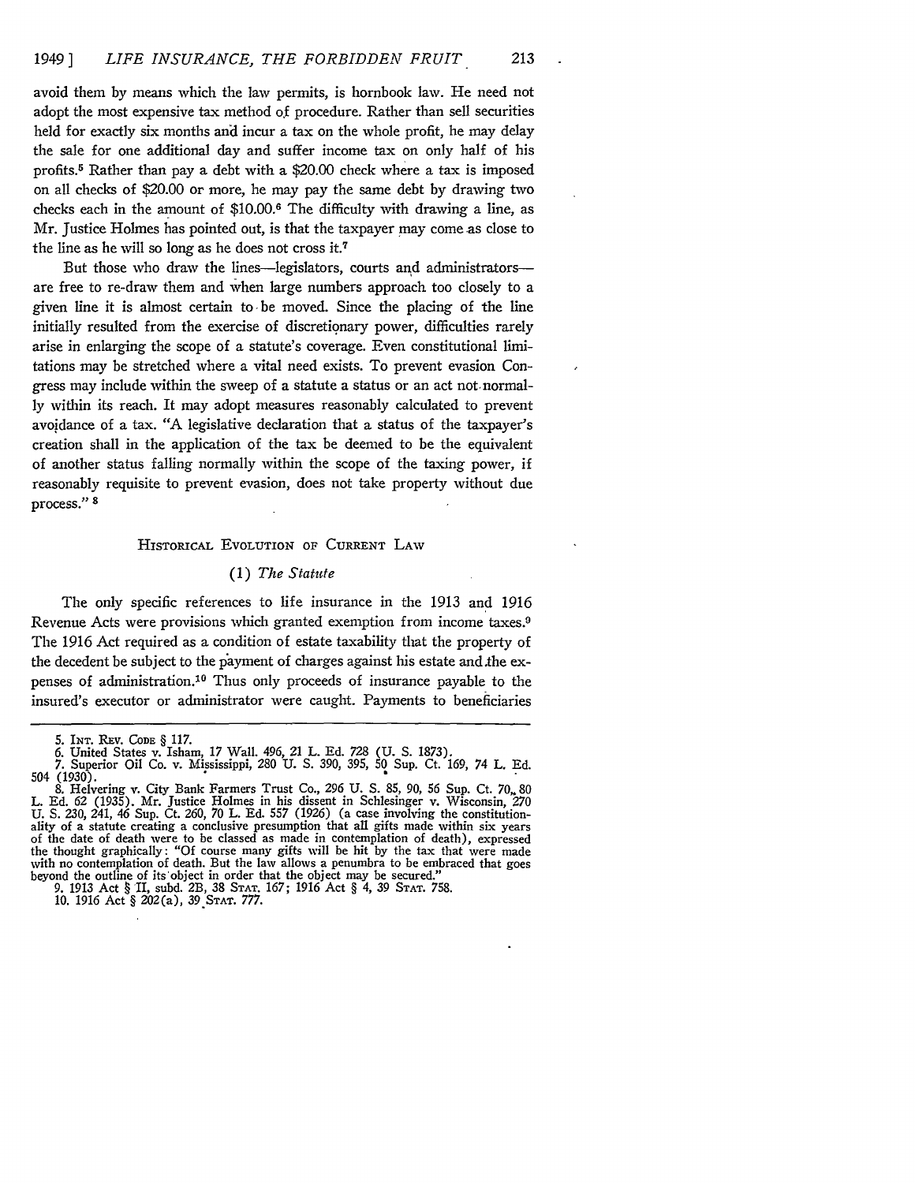avoid them by means which the law permits, is hornbook law. He need not adopt the most expensive tax method of procedure. Rather than sell securities held for exactly six months and incur a tax on the whole profit, he may delay the sale for one additional day and suffer income tax on only half of his profits.[5] Rather than pay a debt with a $20.00 check where a tax is imposed on all checks of $20.00 or more, he may pay the same debt by drawing two checks each in the amount of $10.00.[6] The difficulty with drawing a line, as Mr. Justice Holmes has pointed out, is that the taxpayer may come as close to the line as he will so long as he does not cross it.[7]

But those who draw the lines—legislators, courts and administrators—are free to re-draw them and when large numbers approach too closely to a given line it is almost certain to be moved. Since the placing of the line initially resulted from the exercise of discretionary power, difficulties rarely arise in enlarging the scope of a statute's coverage. Even constitutional limitations may be stretched where a vital need exists. To prevent evasion Congress may include within the sweep of a statute a status or an act not normally within its reach. It may adopt measures reasonably calculated to prevent avoidance of a tax. "A legislative declaration that a status of the taxpayer's creation shall in the application of the tax be deemed to be the equivalent of another status falling normally within the scope of the taxing power, if reasonably requisite to prevent evasion, does not take property without due process." [8]

## Historical Evolution of Current Law

### (1) *The Statute*

The only specific references to life insurance in the 1913 and 1916 Revenue Acts were provisions which granted exemption from income taxes.[9] The 1916 Act required as a condition of estate taxability that the property of the decedent be subject to the payment of charges against his estate and the expenses of administration.[10] Thus only proceeds of insurance payable to the insured's executor or administrator were caught. Payments to beneficiaries

---

5. Int. Rev. Code § 117.

6. United States v. Isham, 17 Wall. 496, 21 L. Ed. 728 (U. S. 1873).

7. Superior Oil Co. v. Mississippi, 280 U. S. 390, 395, 50 Sup. Ct. 169, 74 L. Ed. 504 (1930).

8. Helvering v. City Bank Farmers Trust Co., 296 U. S. 85, 90, 56 Sup. Ct. 70, 80 L. Ed. 62 (1935). Mr. Justice Holmes in his dissent in Schlesinger v. Wisconsin, 270 U. S. 230, 241, 46 Sup. Ct. 260, 70 L. Ed. 557 (1926) (a case involving the constitutionality of a statute creating a conclusive presumption that all gifts made within six years of the date of death were to be classed as made in contemplation of death), expressed the thought graphically: "Of course many gifts will be hit by the tax that were made with no contemplation of death. But the law allows a penumbra to be embraced that goes beyond the outline of its object in order that the object may be secured."

9. 1913 Act § II, subd. 2B, 38 Stat. 167; 1916 Act § 4, 39 Stat. 758.

10. 1916 Act § 202(a), 39 Stat. 777.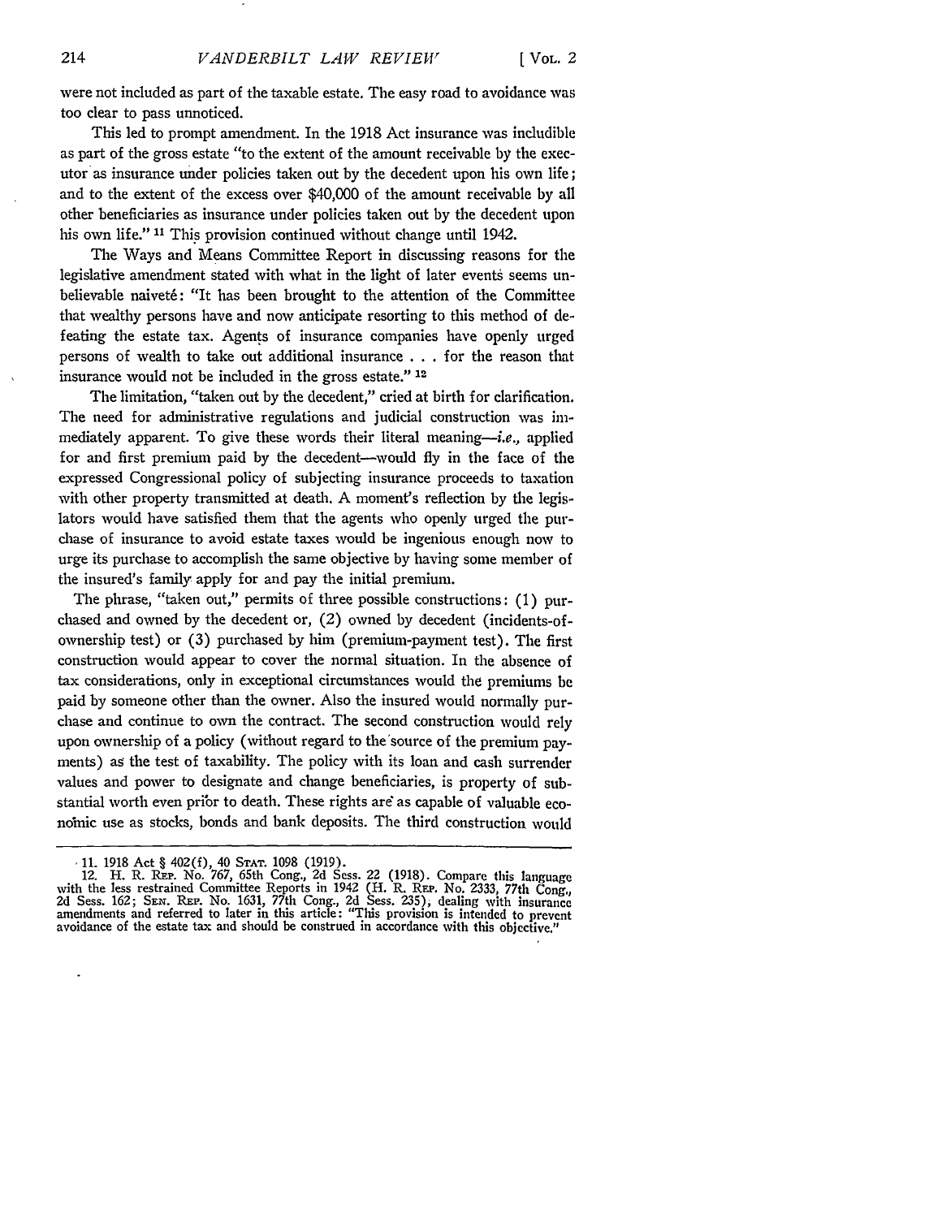were not included as part of the taxable estate. The easy road to avoidance was too clear to pass unnoticed.

This led to prompt amendment. In the 1918 Act insurance was includible as part of the gross estate "to the extent of the amount receivable by the executor as insurance under policies taken out by the decedent upon his own life; and to the extent of the excess over $40,000 of the amount receivable by all other beneficiaries as insurance under policies taken out by the decedent upon his own life." [11] This provision continued without change until 1942.

The Ways and Means Committee Report in discussing reasons for the legislative amendment stated with what in the light of later events seems unbelievable naiveté: "It has been brought to the attention of the Committee that wealthy persons have and now anticipate resorting to this method of defeating the estate tax. Agents of insurance companies have openly urged persons of wealth to take out additional insurance . . . for the reason that insurance would not be included in the gross estate." [12]

The limitation, "taken out by the decedent," cried at birth for clarification. The need for administrative regulations and judicial construction was immediately apparent. To give these words their literal meaning—*i.e.*, applied for and first premium paid by the decedent—would fly in the face of the expressed Congressional policy of subjecting insurance proceeds to taxation with other property transmitted at death. A moment's reflection by the legislators would have satisfied them that the agents who openly urged the purchase of insurance to avoid estate taxes would be ingenious enough now to urge its purchase to accomplish the same objective by having some member of the insured's family apply for and pay the initial premium.

The phrase, "taken out," permits of three possible constructions: (1) purchased and owned by the decedent or, (2) owned by decedent (incidents-of-ownership test) or (3) purchased by him (premium-payment test). The first construction would appear to cover the normal situation. In the absence of tax considerations, only in exceptional circumstances would the premiums be paid by someone other than the owner. Also the insured would normally purchase and continue to own the contract. The second construction would rely upon ownership of a policy (without regard to the source of the premium payments) as the test of taxability. The policy with its loan and cash surrender values and power to designate and change beneficiaries, is property of substantial worth even prior to death. These rights are as capable of valuable economic use as stocks, bonds and bank deposits. The third construction would

---

11. 1918 Act § 402(f), 40 STAT. 1098 (1919).

12. H. R. REP. No. 767, 65th Cong., 2d Sess. 22 (1918). Compare this language with the less restrained Committee Reports in 1942 (H. R. REP. No. 2333, 77th Cong., 2d Sess. 162; SEN. REP. No. 1631, 77th Cong., 2d Sess. 235), dealing with insurance amendments and referred to later in this article: "This provision is intended to prevent avoidance of the estate tax and should be construed in accordance with this objective."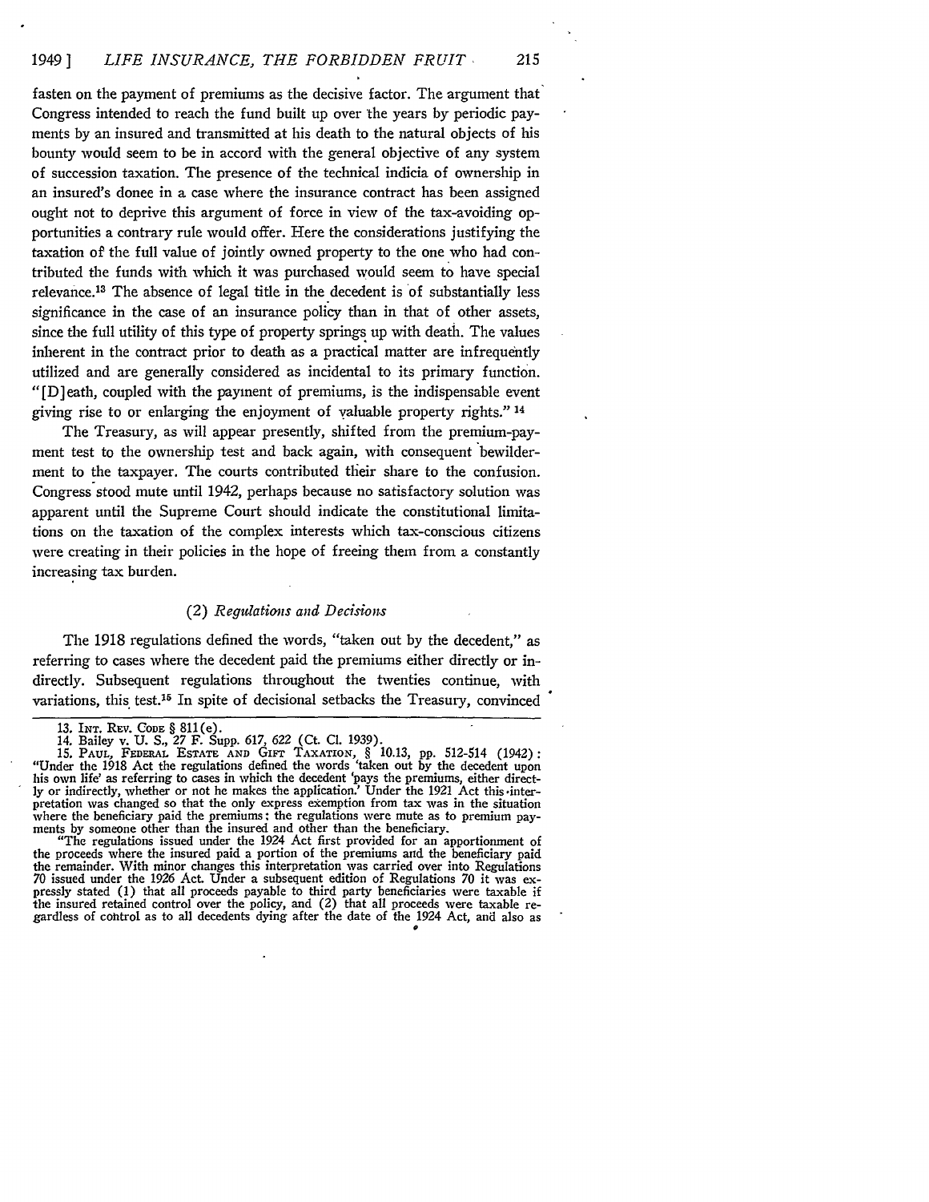fasten on the payment of premiums as the decisive factor. The argument that Congress intended to reach the fund built up over the years by periodic payments by an insured and transmitted at his death to the natural objects of his bounty would seem to be in accord with the general objective of any system of succession taxation. The presence of the technical indicia of ownership in an insured's donee in a case where the insurance contract has been assigned ought not to deprive this argument of force in view of the tax-avoiding opportunities a contrary rule would offer. Here the considerations justifying the taxation of the full value of jointly owned property to the one who had contributed the funds with which it was purchased would seem to have special relevance.[13] The absence of legal title in the decedent is of substantially less significance in the case of an insurance policy than in that of other assets, since the full utility of this type of property springs up with death. The values inherent in the contract prior to death as a practical matter are infrequently utilized and are generally considered as incidental to its primary function. "[D]eath, coupled with the payment of premiums, is the indispensable event giving rise to or enlarging the enjoyment of valuable property rights." [14]

The Treasury, as will appear presently, shifted from the premium-payment test to the ownership test and back again, with consequent bewilderment to the taxpayer. The courts contributed their share to the confusion. Congress stood mute until 1942, perhaps because no satisfactory solution was apparent until the Supreme Court should indicate the constitutional limitations on the taxation of the complex interests which tax-conscious citizens were creating in their policies in the hope of freeing them from a constantly increasing tax burden.

### (2) *Regulations and Decisions*

The 1918 regulations defined the words, "taken out by the decedent," as referring to cases where the decedent paid the premiums either directly or indirectly. Subsequent regulations throughout the twenties continue, with variations, this test.[15] In spite of decisional setbacks the Treasury, convinced

---

13. INT. REV. CODE § 811(e).

14. Bailey v. U. S., 27 F. Supp. 617, 622 (Ct. Cl. 1939).

15. PAUL, FEDERAL ESTATE AND GIFT TAXATION, § 10.13, pp. 512-514 (1942): "Under the 1918 Act the regulations defined the words 'taken out by the decedent upon his own life' as referring to cases in which the decedent 'pays the premiums, either directly or indirectly, whether or not he makes the application.' Under the 1921 Act this interpretation was changed so that the only express exemption from tax was in the situation where the beneficiary paid the premiums; the regulations were mute as to premium payments by someone other than the insured and other than the beneficiary.

"The regulations issued under the 1924 Act first provided for an apportionment of the proceeds where the insured paid a portion of the premiums and the beneficiary paid the remainder. With minor changes this interpretation was carried over into Regulations 70 issued under the 1926 Act. Under a subsequent edition of Regulations 70 it was expressly stated (1) that all proceeds payable to third party beneficiaries were taxable if the insured retained control over the policy, and (2) that all proceeds were taxable regardless of control as to all decedents dying after the date of the 1924 Act, and also as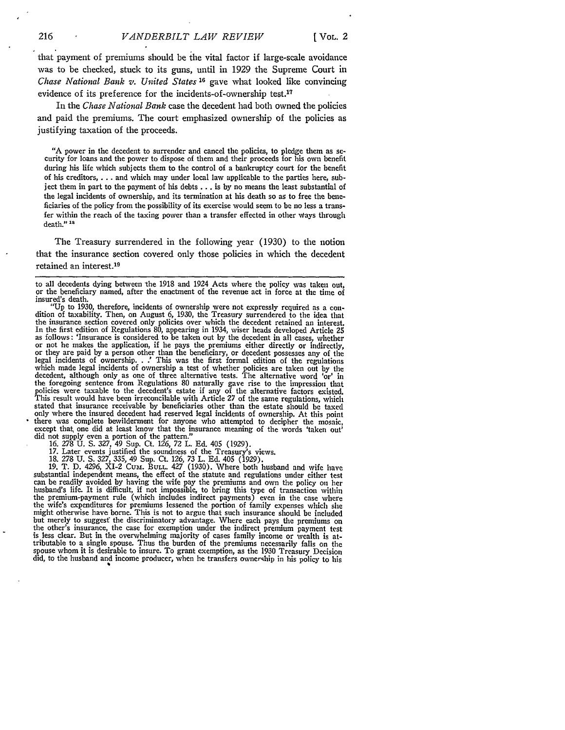that payment of premiums should be the vital factor if large-scale avoidance was to be checked, stuck to its guns, until in 1929 the Supreme Court in *Chase National Bank v. United States* [16] gave what looked like convincing evidence of its preference for the incidents-of-ownership test.[17]

In the *Chase National Bank* case the decedent had both owned the policies and paid the premiums. The court emphasized ownership of the policies as justifying taxation of the proceeds.

> "A power in the decedent to surrender and cancel the policies, to pledge them as security for loans and the power to dispose of them and their proceeds for his own benefit during his life which subjects them to the control of a bankruptcy court for the benefit of his creditors, . . . and which may under local law applicable to the parties here, subject them in part to the payment of his debts . . . is by no means the least substantial of the legal incidents of ownership, and its termination at his death so as to free the beneficiaries of the policy from the possibility of its exercise would seem to be no less a transfer within the reach of the taxing power than a transfer effected in other ways through death." [18]

The Treasury surrendered in the following year (1930) to the notion that the insurance section covered only those policies in which the decedent retained an interest.[19]

---

to all decedents dying between the 1918 and 1924 Acts where the policy was taken out, or the beneficiary named, after the enactment of the revenue act in force at the time of insured's death.

"Up to 1930, therefore, incidents of ownership were not expressly required as a condition of taxability. Then, on August 6, 1930, the Treasury surrendered to the idea that the insurance section covered only policies over which the decedent retained an interest. In the first edition of Regulations 80, appearing in 1934, wiser heads developed Article 25 as follows: 'Insurance is considered to be taken out by the decedent in all cases, whether or not he makes the application, if he pays the premiums either directly or indirectly, or they are paid by a person other than the beneficiary, or decedent possesses any of the legal incidents of ownership. . .' This was the first formal edition of the regulations which made legal incidents of ownership a test of whether policies are taken out by the decedent, although only as one of three alternative tests. The alternative word 'or' in the foregoing sentence from Regulations 80 naturally gave rise to the impression that policies were taxable to the decedent's estate if any of the alternative factors existed. This result would have been irreconcilable with Article 27 of the same regulations, which stated that insurance receivable by beneficiaries other than the estate should be taxed only where the insured decedent had reserved legal incidents of ownership. At this point there was complete bewilderment for anyone who attempted to decipher the mosaic, except that one did at least know that the insurance meaning of the words 'taken out' did not supply even a portion of the pattern."

16. 278 U. S. 327, 49 Sup. Ct. 126, 72 L. Ed. 405 (1929).

17. Later events justified the soundness of the Treasury's views.

18. 278 U. S. 327, 335, 49 Sup. Ct. 126, 73 L. Ed. 405 (1929).

19. T. D. 4296, XI-2 CUM. BULL. 427 (1930). Where both husband and wife have substantial independent means, the effect of the statute and regulations under either test can be readily avoided by having the wife pay the premiums and own the policy on her husband's life. It is difficult, if not impossible, to bring this type of transaction within the premium-payment rule (which includes indirect payments) even in the case where the wife's expenditures for premiums lessened the portion of family expenses which she might otherwise have borne. This is not to argue that such insurance should be included but merely to suggest the discriminatory advantage. Where each pays the premiums on the other's insurance, the case for exemption under the indirect premium payment test is less clear. But in the overwhelming majority of cases family income or wealth is attributable to a single spouse. Thus the burden of the premiums necessarily falls on the spouse whom it is desirable to insure. To grant exemption, as the 1930 Treasury Decision did, to the husband and income producer, when he transfers ownership in his policy to his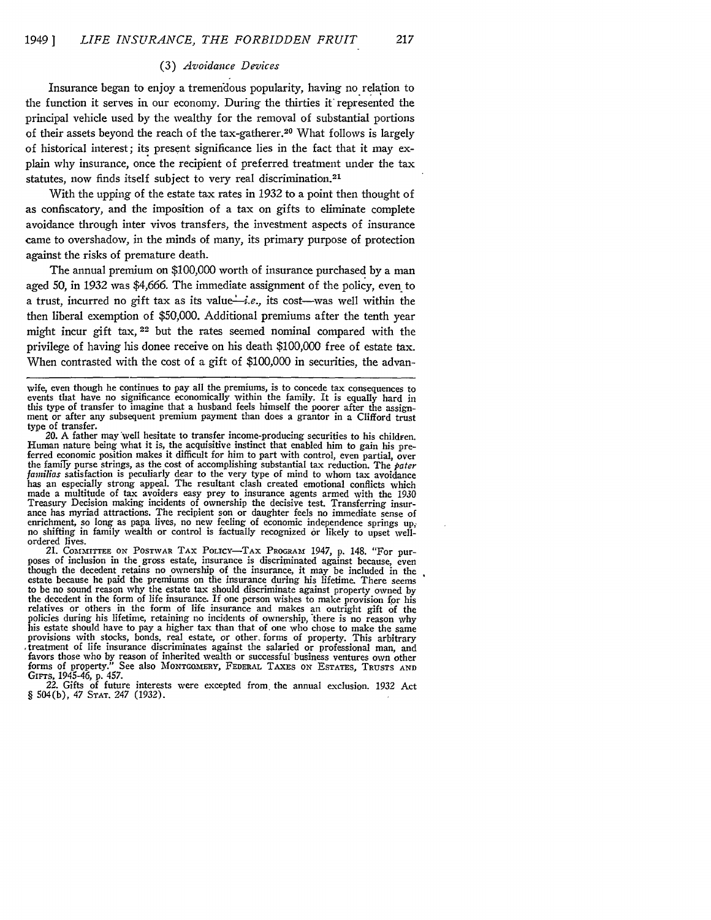### (3) *Avoidance Devices*

Insurance began to enjoy a tremendous popularity, having no relation to the function it serves in our economy. During the thirties it represented the principal vehicle used by the wealthy for the removal of substantial portions of their assets beyond the reach of the tax-gatherer.[20] What follows is largely of historical interest; its present significance lies in the fact that it may explain why insurance, once the recipient of preferred treatment under the tax statutes, now finds itself subject to very real discrimination.[21]

With the upping of the estate tax rates in 1932 to a point then thought of as confiscatory, and the imposition of a tax on gifts to eliminate complete avoidance through inter vivos transfers, the investment aspects of insurance came to overshadow, in the minds of many, its primary purpose of protection against the risks of premature death.

The annual premium on $100,000 worth of insurance purchased by a man aged 50, in 1932 was $4,666. The immediate assignment of the policy, even to a trust, incurred no gift tax as its value—*i.e.*, its cost—was well within the then liberal exemption of $50,000. Additional premiums after the tenth year might incur gift tax,[22] but the rates seemed nominal compared with the privilege of having his donee receive on his death $100,000 free of estate tax. When contrasted with the cost of a gift of $100,000 in securities, the advan-

---

wife, even though he continues to pay all the premiums, is to concede tax consequences to events that have no significance economically within the family. It is equally hard in this type of transfer to imagine that a husband feels himself the poorer after the assignment or after any subsequent premium payment than does a grantor in a Clifford trust type of transfer.

20. A father may well hesitate to transfer income-producing securities to his children. Human nature being what it is, the acquisitive instinct that enabled him to gain his preferred economic position makes it difficult for him to part with control, even partial, over the family purse strings, as the cost of accomplishing substantial tax reduction. The *pater familias* satisfaction is peculiarly dear to the very type of mind to whom tax avoidance has an especially strong appeal. The resultant clash created emotional conflicts which made a multitude of tax avoiders easy prey to insurance agents armed with the 1930 Treasury Decision making incidents of ownership the decisive test. Transferring insurance has myriad attractions. The recipient son or daughter feels no immediate sense of enrichment, so long as papa lives, no new feeling of economic independence springs up, no shifting in family wealth or control is factually recognized or likely to upset well-ordered lives.

21. COMMITTEE ON POSTWAR TAX POLICY—TAX PROGRAM 1947, p. 148. "For purposes of inclusion in the gross estate, insurance is discriminated against because, even though the decedent retains no ownership of the insurance, it may be included in the estate because he paid the premiums on the insurance during his lifetime. There seems to be no sound reason why the estate tax should discriminate against property owned by the decedent in the form of life insurance. If one person wishes to make provision for his relatives or others in the form of life insurance and makes an outright gift of the policies during his lifetime, retaining no incidents of ownership, there is no reason why his estate should have to pay a higher tax than that of one who chose to make the same provisions with stocks, bonds, real estate, or other forms of property. This arbitrary treatment of life insurance discriminates against the salaried or professional man, and favors those who by reason of inherited wealth or successful business ventures own other forms of property." See also MONTGOMERY, FEDERAL TAXES ON ESTATES, TRUSTS AND GIFTS, 1945-46, p. 457.

22. Gifts of future interests were excepted from the annual exclusion. 1932 Act § 504(b), 47 STAT. 247 (1932).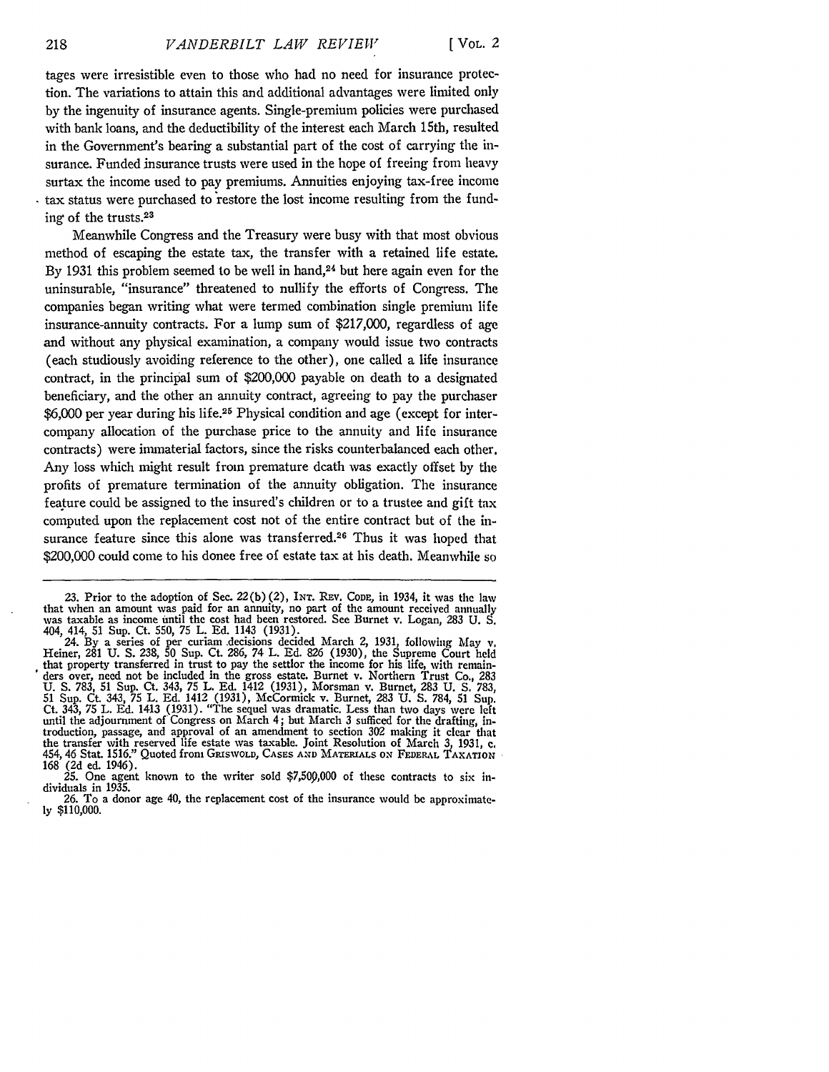tages were irresistible even to those who had no need for insurance protection. The variations to attain this and additional advantages were limited only by the ingenuity of insurance agents. Single-premium policies were purchased with bank loans, and the deductibility of the interest each March 15th, resulted in the Government's bearing a substantial part of the cost of carrying the insurance. Funded insurance trusts were used in the hope of freeing from heavy surtax the income used to pay premiums. Annuities enjoying tax-free income tax status were purchased to restore the lost income resulting from the funding of the trusts.[23]

Meanwhile Congress and the Treasury were busy with that most obvious method of escaping the estate tax, the transfer with a retained life estate. By 1931 this problem seemed to be well in hand,[24] but here again even for the uninsurable, "insurance" threatened to nullify the efforts of Congress. The companies began writing what were termed combination single premium life insurance-annuity contracts. For a lump sum of $217,000, regardless of age and without any physical examination, a company would issue two contracts (each studiously avoiding reference to the other), one called a life insurance contract, in the principal sum of $200,000 payable on death to a designated beneficiary, and the other an annuity contract, agreeing to pay the purchaser $6,000 per year during his life.[25] Physical condition and age (except for inter-company allocation of the purchase price to the annuity and life insurance contracts) were immaterial factors, since the risks counterbalanced each other. Any loss which might result from premature death was exactly offset by the profits of premature termination of the annuity obligation. The insurance feature could be assigned to the insured's children or to a trustee and gift tax computed upon the replacement cost not of the entire contract but of the insurance feature since this alone was transferred.[26] Thus it was hoped that $200,000 could come to his donee free of estate tax at his death. Meanwhile so

---

23. Prior to the adoption of Sec. 22(b)(2), INT. REV. CODE, in 1934, it was the law that when an amount was paid for an annuity, no part of the amount received annually was taxable as income until the cost had been restored. See Burnet v. Logan, 283 U. S. 404, 414, 51 Sup. Ct. 550, 75 L. Ed. 1143 (1931).

24. By a series of per curiam decisions decided March 2, 1931, following May v. Heiner, 281 U. S. 238, 50 Sup. Ct. 286, 74 L. Ed. 826 (1930), the Supreme Court held that property transferred in trust to pay the settlor the income for his life, with remainders over, need not be included in the gross estate. Burnet v. Northern Trust Co., 283 U. S. 783, 51 Sup. Ct. 343, 75 L. Ed. 1412 (1931), Morsman v. Burnet, 283 U. S. 783, 51 Sup. Ct. 343, 75 L. Ed. 1412 (1931), McCormick v. Burnet, 283 U. S. 784, 51 Sup. Ct. 343, 75 L. Ed. 1413 (1931). "The sequel was dramatic. Less than two days were left until the adjournment of Congress on March 4; but March 3 sufficed for the drafting, introduction, passage, and approval of an amendment to section 302 making it clear that the transfer with reserved life estate was taxable. Joint Resolution of March 3, 1931, c. 454, 46 Stat. 1516." Quoted from GRISWOLD, CASES AND MATERIALS ON FEDERAL TAXATION 168 (2d ed. 1946).

25. One agent known to the writer sold $7,500,000 of these contracts to six individuals in 1935.

26. To a donor age 40, the replacement cost of the insurance would be approximately $110,000.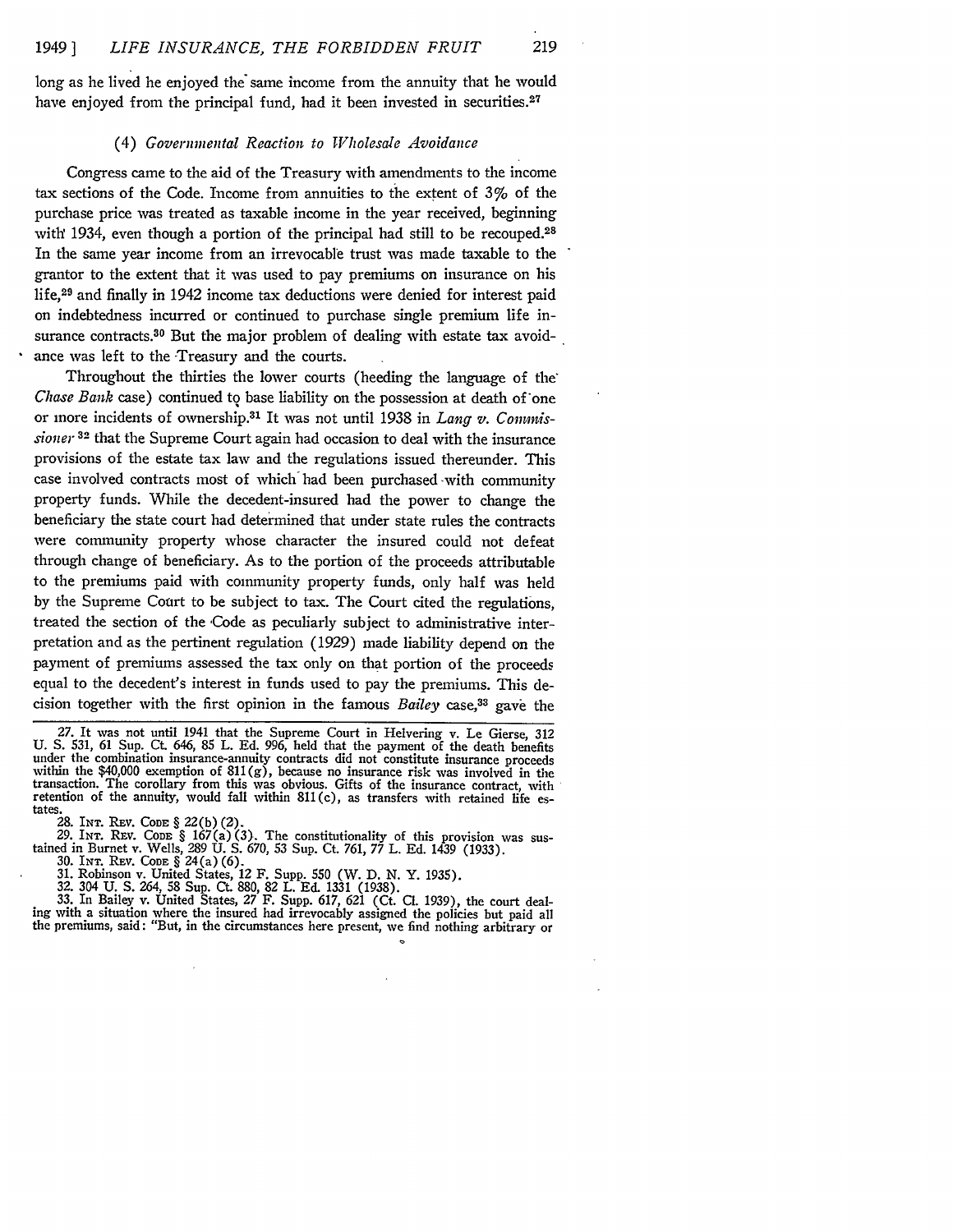long as he lived he enjoyed the same income from the annuity that he would have enjoyed from the principal fund, had it been invested in securities.[27]

### (4) *Governmental Reaction to Wholesale Avoidance*

Congress came to the aid of the Treasury with amendments to the income tax sections of the Code. Income from annuities to the extent of 3% of the purchase price was treated as taxable income in the year received, beginning with 1934, even though a portion of the principal had still to be recouped.[28] In the same year income from an irrevocable trust was made taxable to the grantor to the extent that it was used to pay premiums on insurance on his life,[29] and finally in 1942 income tax deductions were denied for interest paid on indebtedness incurred or continued to purchase single premium life insurance contracts.[30] But the major problem of dealing with estate tax avoidance was left to the Treasury and the courts.

Throughout the thirties the lower courts (heeding the language of the *Chase Bank* case) continued to base liability on the possession at death of one or more incidents of ownership.[31] It was not until 1938 in *Lang v. Commissioner*[32] that the Supreme Court again had occasion to deal with the insurance provisions of the estate tax law and the regulations issued thereunder. This case involved contracts most of which had been purchased with community property funds. While the decedent-insured had the power to change the beneficiary the state court had determined that under state rules the contracts were community property whose character the insured could not defeat through change of beneficiary. As to the portion of the proceeds attributable to the premiums paid with community property funds, only half was held by the Supreme Court to be subject to tax. The Court cited the regulations, treated the section of the Code as peculiarly subject to administrative interpretation and as the pertinent regulation (1929) made liability depend on the payment of premiums assessed the tax only on that portion of the proceeds equal to the decedent's interest in funds used to pay the premiums. This decision together with the first opinion in the famous *Bailey* case,[33] gave the

---

27. It was not until 1941 that the Supreme Court in Helvering v. Le Gierse, 312 U. S. 531, 61 Sup. Ct. 646, 85 L. Ed. 996, held that the payment of the death benefits under the combination insurance-annuity contracts did not constitute insurance proceeds within the $40,000 exemption of 811(g), because no insurance risk was involved in the transaction. The corollary from this was obvious. Gifts of the insurance contract, with retention of the annuity, would fall within 811(c), as transfers with retained life estates.

28. Int. Rev. Code § 22(b)(2).

29. Int. Rev. Code § 167(a)(3). The constitutionality of this provision was sustained in Burnet v. Wells, 289 U. S. 670, 53 Sup. Ct. 761, 77 L. Ed. 1439 (1933).

30. Int. Rev. Code § 24(a)(6).

31. Robinson v. United States, 12 F. Supp. 550 (W. D. N. Y. 1935).

32. 304 U. S. 264, 58 Sup. Ct. 880, 82 L. Ed. 1331 (1938).

33. In Bailey v. United States, 27 F. Supp. 617, 621 (Ct. Cl. 1939), the court dealing with a situation where the insured had irrevocably assigned the policies but paid all the premiums, said: "But, in the circumstances here present, we find nothing arbitrary or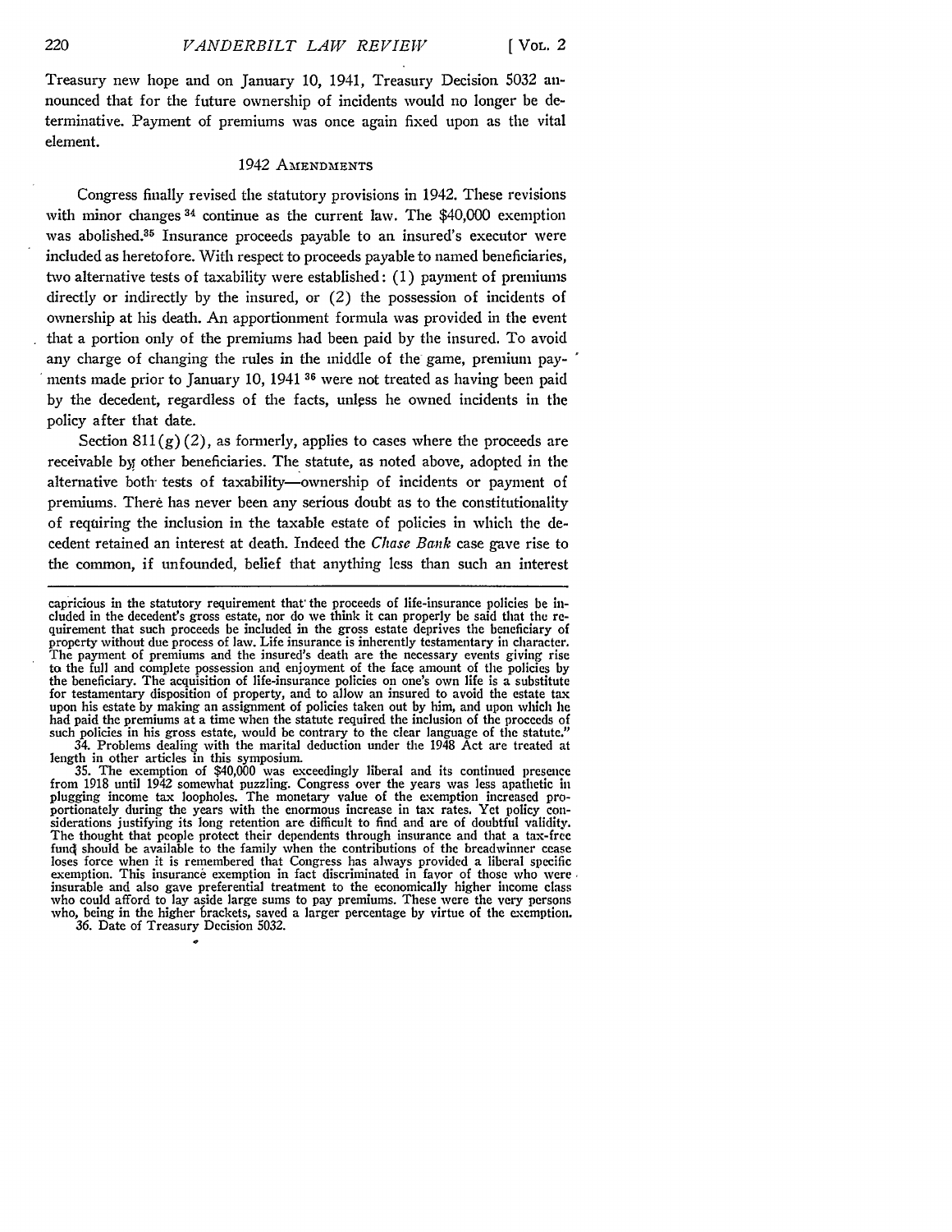Treasury new hope and on January 10, 1941, Treasury Decision 5032 announced that for the future ownership of incidents would no longer be determinative. Payment of premiums was once again fixed upon as the vital element.

## 1942 AMENDMENTS

Congress finally revised the statutory provisions in 1942. These revisions with minor changes [34] continue as the current law. The $40,000 exemption was abolished.[35] Insurance proceeds payable to an insured's executor were included as heretofore. With respect to proceeds payable to named beneficiaries, two alternative tests of taxability were established: (1) payment of premiums directly or indirectly by the insured, or (2) the possession of incidents of ownership at his death. An apportionment formula was provided in the event that a portion only of the premiums had been paid by the insured. To avoid any charge of changing the rules in the middle of the game, premium payments made prior to January 10, 1941 [36] were not treated as having been paid by the decedent, regardless of the facts, unless he owned incidents in the policy after that date.

Section 811(g)(2), as formerly, applies to cases where the proceeds are receivable by other beneficiaries. The statute, as noted above, adopted in the alternative both tests of taxability—ownership of incidents or payment of premiums. There has never been any serious doubt as to the constitutionality of requiring the inclusion in the taxable estate of policies in which the decedent retained an interest at death. Indeed the *Chase Bank* case gave rise to the common, if unfounded, belief that anything less than such an interest

---

capricious in the statutory requirement that the proceeds of life-insurance policies be included in the decedent's gross estate, nor do we think it can properly be said that the requirement that such proceeds be included in the gross estate deprives the beneficiary of property without due process of law. Life insurance is inherently testamentary in character. The payment of premiums and the insured's death are the necessary events giving rise to the full and complete possession and enjoyment of the face amount of the policies by the beneficiary. The acquisition of life-insurance policies on one's own life is a substitute for testamentary disposition of property, and to allow an insured to avoid the estate tax upon his estate by making an assignment of policies taken out by him, and upon which he had paid the premiums at a time when the statute required the inclusion of the proceeds of such policies in his gross estate, would be contrary to the clear language of the statute."

34. Problems dealing with the marital deduction under the 1948 Act are treated at length in other articles in this symposium.

35. The exemption of $40,000 was exceedingly liberal and its continued presence from 1918 until 1942 somewhat puzzling. Congress over the years was less apathetic in plugging income tax loopholes. The monetary value of the exemption increased proportionately during the years with the enormous increase in tax rates. Yet policy considerations justifying its long retention are difficult to find and are of doubtful validity. The thought that people protect their dependents through insurance and that a tax-free fund should be available to the family when the contributions of the breadwinner cease loses force when it is remembered that Congress has always provided a liberal specific exemption. This insurance exemption in fact discriminated in favor of those who were insurable and also gave preferential treatment to the economically higher income class who could afford to lay aside large sums to pay premiums. These were the very persons who, being in the higher brackets, saved a larger percentage by virtue of the exemption.

36. Date of Treasury Decision 5032.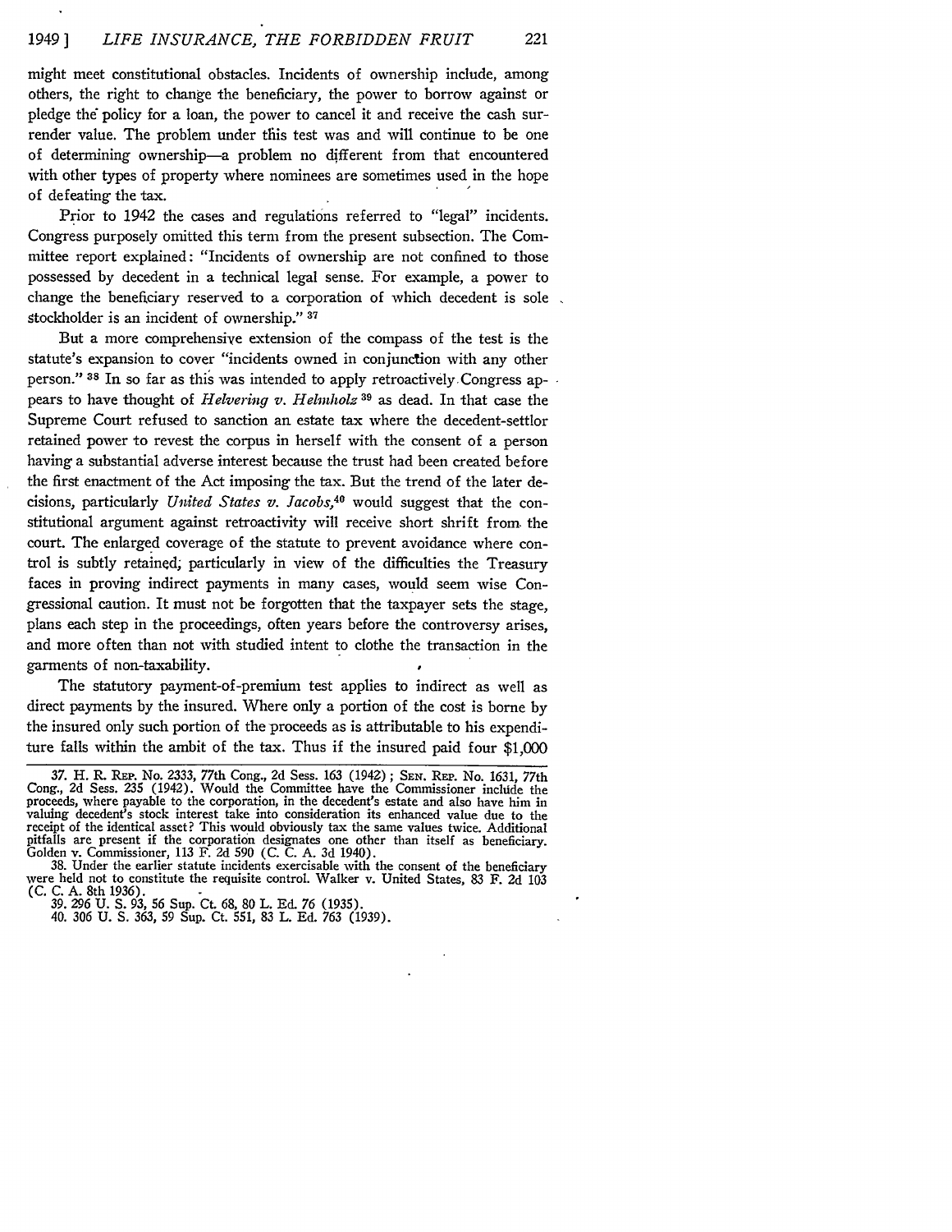might meet constitutional obstacles. Incidents of ownership include, among others, the right to change the beneficiary, the power to borrow against or pledge the policy for a loan, the power to cancel it and receive the cash surrender value. The problem under this test was and will continue to be one of determining ownership—a problem no different from that encountered with other types of property where nominees are sometimes used in the hope of defeating the tax.

Prior to 1942 the cases and regulations referred to "legal" incidents. Congress purposely omitted this term from the present subsection. The Committee report explained: "Incidents of ownership are not confined to those possessed by decedent in a technical legal sense. For example, a power to change the beneficiary reserved to a corporation of which decedent is sole stockholder is an incident of ownership." [37]

But a more comprehensive extension of the compass of the test is the statute's expansion to cover "incidents owned in conjunction with any other person." [38] In so far as this was intended to apply retroactively Congress appears to have thought of *Helvering v. Helmholz* [39] as dead. In that case the Supreme Court refused to sanction an estate tax where the decedent-settlor retained power to revest the corpus in herself with the consent of a person having a substantial adverse interest because the trust had been created before the first enactment of the Act imposing the tax. But the trend of the later decisions, particularly *United States v. Jacobs,* [40] would suggest that the constitutional argument against retroactivity will receive short shrift from the court. The enlarged coverage of the statute to prevent avoidance where control is subtly retained, particularly in view of the difficulties the Treasury faces in proving indirect payments in many cases, would seem wise Congressional caution. It must not be forgotten that the taxpayer sets the stage, plans each step in the proceedings, often years before the controversy arises, and more often than not with studied intent to clothe the transaction in the garments of non-taxability.

The statutory payment-of-premium test applies to indirect as well as direct payments by the insured. Where only a portion of the cost is borne by the insured only such portion of the proceeds as is attributable to his expenditure falls within the ambit of the tax. Thus if the insured paid four $1,000

---

37. H. R. Rep. No. 2333, 77th Cong., 2d Sess. 163 (1942); Sen. Rep. No. 1631, 77th Cong., 2d Sess. 235 (1942). Would the Committee have the Commissioner include the proceeds, where payable to the corporation, in the decedent's estate and also have him in valuing decedent's stock interest take into consideration its enhanced value due to the receipt of the identical asset? This would obviously tax the same values twice. Additional pitfalls are present if the corporation designates one other than itself as beneficiary. Golden v. Commissioner, 113 F. 2d 590 (C. C. A. 3d 1940).

38. Under the earlier statute incidents exercisable with the consent of the beneficiary were held not to constitute the requisite control. Walker v. United States, 83 F. 2d 103 (C. C. A. 8th 1936).

39. 296 U. S. 93, 56 Sup. Ct. 68, 80 L. Ed. 76 (1935).

40. 306 U. S. 363, 59 Sup. Ct. 551, 83 L. Ed. 763 (1939).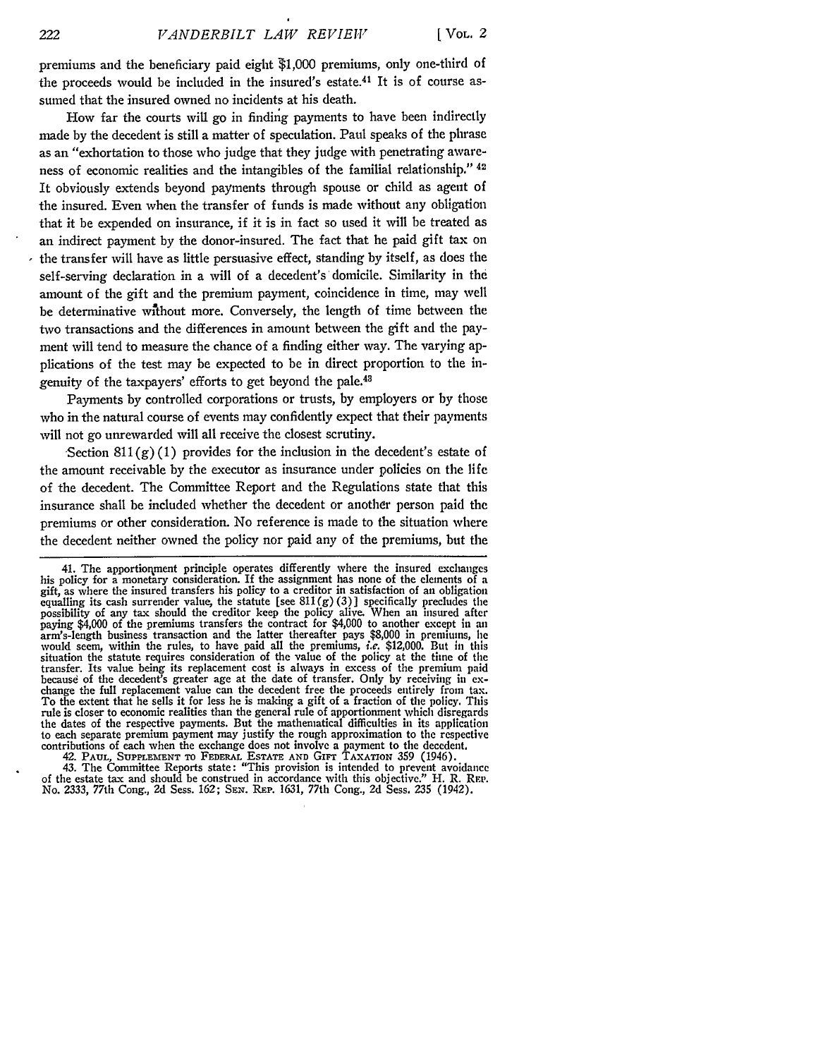premiums and the beneficiary paid eight $1,000 premiums, only one-third of the proceeds would be included in the insured's estate.[41] It is of course assumed that the insured owned no incidents at his death.

How far the courts will go in finding payments to have been indirectly made by the decedent is still a matter of speculation. Paul speaks of the phrase as an "exhortation to those who judge that they judge with penetrating awareness of economic realities and the intangibles of the familial relationship."[42] It obviously extends beyond payments through spouse or child as agent of the insured. Even when the transfer of funds is made without any obligation that it be expended on insurance, if it is in fact so used it will be treated as an indirect payment by the donor-insured. The fact that he paid gift tax on the transfer will have as little persuasive effect, standing by itself, as does the self-serving declaration in a will of a decedent's domicile. Similarity in the amount of the gift and the premium payment, coincidence in time, may well be determinative without more. Conversely, the length of time between the two transactions and the differences in amount between the gift and the payment will tend to measure the chance of a finding either way. The varying applications of the test may be expected to be in direct proportion to the ingenuity of the taxpayers' efforts to get beyond the pale.[43]

Payments by controlled corporations or trusts, by employers or by those who in the natural course of events may confidently expect that their payments will not go unrewarded will all receive the closest scrutiny.

Section 811(g)(1) provides for the inclusion in the decedent's estate of the amount receivable by the executor as insurance under policies on the life of the decedent. The Committee Report and the Regulations state that this insurance shall be included whether the decedent or another person paid the premiums or other consideration. No reference is made to the situation where the decedent neither owned the policy nor paid any of the premiums, but the

41. The apportionment principle operates differently where the insured exchanges his policy for a monetary consideration. If the assignment has none of the elements of a gift, as where the insured transfers his policy to a creditor in satisfaction of an obligation equalling its cash surrender value, the statute [see 811(g)(3)] specifically precludes the possibility of any tax should the creditor keep the policy alive. When an insured after paying $4,000 of the premiums transfers the contract for $4,000 to another except in an arm's-length business transaction and the latter thereafter pays $8,000 in premiums, he would seem, within the rules, to have paid all the premiums, *i.e.* $12,000. But in this situation the statute requires consideration of the value of the policy at the time of the transfer. Its value being its replacement cost is always in excess of the premium paid because of the decedent's greater age at the date of transfer. Only by receiving in exchange the full replacement value can the decedent free the proceeds entirely from tax. To the extent that he sells it for less he is making a gift of a fraction of the policy. This rule is closer to economic realities than the general rule of apportionment which disregards the dates of the respective payments. But the mathematical difficulties in its application to each separate premium payment may justify the rough approximation to the respective contributions of each when the exchange does not involve a payment to the decedent.

42. Paul, Supplement to Federal Estate and Gift Taxation 359 (1946).

43. The Committee Reports state: "This provision is intended to prevent avoidance of the estate tax and should be construed in accordance with this objective." H. R. Rep. No. 2333, 77th Cong., 2d Sess. 162; Sen. Rep. 1631, 77th Cong., 2d Sess. 235 (1942).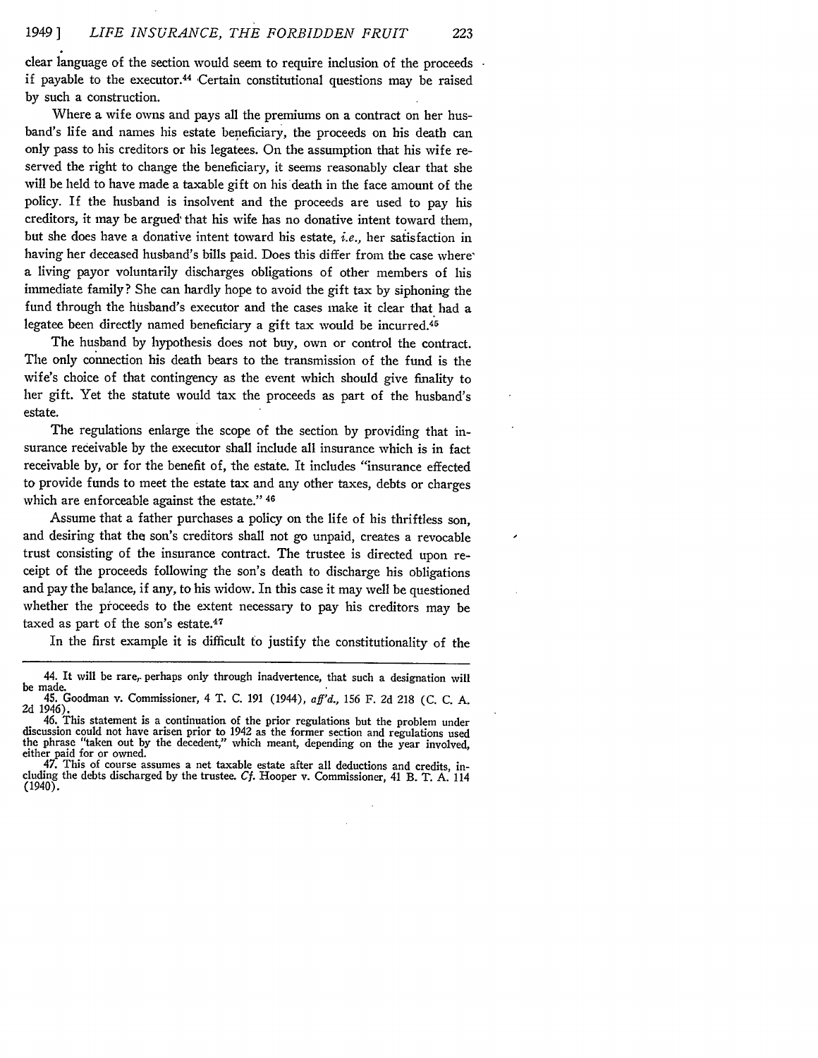clear language of the section would seem to require inclusion of the proceeds if payable to the executor.[44] Certain constitutional questions may be raised by such a construction.

Where a wife owns and pays all the premiums on a contract on her husband's life and names his estate beneficiary, the proceeds on his death can only pass to his creditors or his legatees. On the assumption that his wife reserved the right to change the beneficiary, it seems reasonably clear that she will be held to have made a taxable gift on his death in the face amount of the policy. If the husband is insolvent and the proceeds are used to pay his creditors, it may be argued that his wife has no donative intent toward them, but she does have a donative intent toward his estate, *i.e.*, her satisfaction in having her deceased husband's bills paid. Does this differ from the case where a living payor voluntarily discharges obligations of other members of his immediate family? She can hardly hope to avoid the gift tax by siphoning the fund through the husband's executor and the cases make it clear that had a legatee been directly named beneficiary a gift tax would be incurred.[45]

The husband by hypothesis does not buy, own or control the contract. The only connection his death bears to the transmission of the fund is the wife's choice of that contingency as the event which should give finality to her gift. Yet the statute would tax the proceeds as part of the husband's estate.

The regulations enlarge the scope of the section by providing that insurance receivable by the executor shall include all insurance which is in fact receivable by, or for the benefit of, the estate. It includes "insurance effected to provide funds to meet the estate tax and any other taxes, debts or charges which are enforceable against the estate."[46]

Assume that a father purchases a policy on the life of his thriftless son, and desiring that the son's creditors shall not go unpaid, creates a revocable trust consisting of the insurance contract. The trustee is directed upon receipt of the proceeds following the son's death to discharge his obligations and pay the balance, if any, to his widow. In this case it may well be questioned whether the proceeds to the extent necessary to pay his creditors may be taxed as part of the son's estate.[47]

In the first example it is difficult to justify the constitutionality of the

---

44. It will be rare, perhaps only through inadvertence, that such a designation will be made.

45. Goodman v. Commissioner, 4 T. C. 191 (1944), *aff'd.*, 156 F. 2d 218 (C. C. A. 2d 1946).

46. This statement is a continuation of the prior regulations but the problem under discussion could not have arisen prior to 1942 as the former section and regulations used the phrase "taken out by the decedent," which meant, depending on the year involved, either paid for or owned.

47. This of course assumes a net taxable estate after all deductions and credits, including the debts discharged by the trustee. *Cf.* Hooper v. Commissioner, 41 B. T. A. 114 (1940).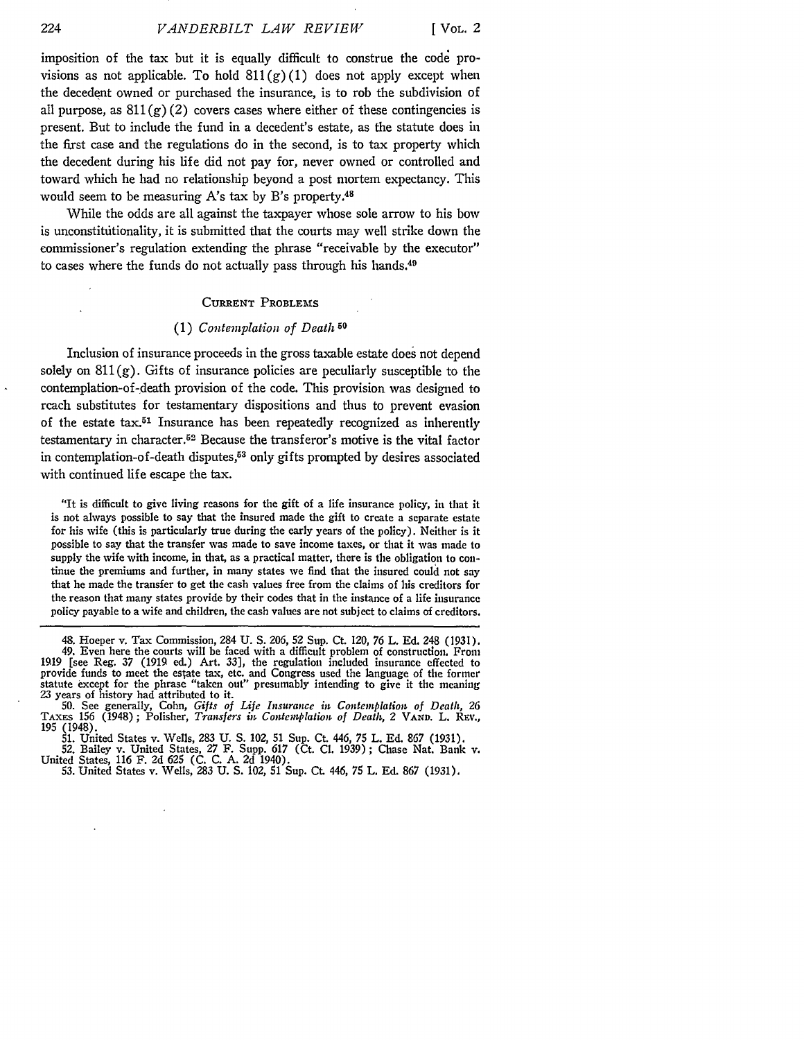imposition of the tax but it is equally difficult to construe the code provisions as not applicable. To hold 811(g)(1) does not apply except when the decedent owned or purchased the insurance, is to rob the subdivision of all purpose, as 811(g)(2) covers cases where either of these contingencies is present. But to include the fund in a decedent's estate, as the statute does in the first case and the regulations do in the second, is to tax property which the decedent during his life did not pay for, never owned or controlled and toward which he had no relationship beyond a post mortem expectancy. This would seem to be measuring A's tax by B's property.[48]

While the odds are all against the taxpayer whose sole arrow to his bow is unconstitutionality, it is submitted that the courts may well strike down the commissioner's regulation extending the phrase "receivable by the executor" to cases where the funds do not actually pass through his hands.[49]

## CURRENT PROBLEMS

### (1) *Contemplation of Death* [50]

Inclusion of insurance proceeds in the gross taxable estate does not depend solely on 811(g). Gifts of insurance policies are peculiarly susceptible to the contemplation-of-death provision of the code. This provision was designed to reach substitutes for testamentary dispositions and thus to prevent evasion of the estate tax.[51] Insurance has been repeatedly recognized as inherently testamentary in character.[52] Because the transferor's motive is the vital factor in contemplation-of-death disputes,[53] only gifts prompted by desires associated with continued life escape the tax.

> "It is difficult to give living reasons for the gift of a life insurance policy, in that it is not always possible to say that the insured made the gift to create a separate estate for his wife (this is particularly true during the early years of the policy). Neither is it possible to say that the transfer was made to save income taxes, or that it was made to supply the wife with income, in that, as a practical matter, there is the obligation to continue the premiums and further, in many states we find that the insured could not say that he made the transfer to get the cash values free from the claims of his creditors for the reason that many states provide by their codes that in the instance of a life insurance policy payable to a wife and children, the cash values are not subject to claims of creditors.

---

48. Hoeper v. Tax Commission, 284 U. S. 206, 52 Sup. Ct. 120, 76 L. Ed. 248 (1931).

49. Even here the courts will be faced with a difficult problem of construction. From 1919 [see Reg. 37 (1919 ed.) Art. 33], the regulation included insurance effected to provide funds to meet the estate tax, etc. and Congress used the language of the former statute except for the phrase "taken out" presumably intending to give it the meaning 23 years of history had attributed to it.

50. See generally, Cohn, *Gifts of Life Insurance in Contemplation of Death*, 26 TAXES 156 (1948); Polisher, *Transfers in Contemplation of Death*, 2 VAND. L. REV., 195 (1948).

51. United States v. Wells, 283 U. S. 102, 51 Sup. Ct. 446, 75 L. Ed. 867 (1931).

52. Bailey v. United States, 27 F. Supp. 617 (Ct. Cl. 1939); Chase Nat. Bank v. United States, 116 F. 2d 625 (C. C. A. 2d 1940).

53. United States v. Wells, 283 U. S. 102, 51 Sup. Ct. 446, 75 L. Ed. 867 (1931).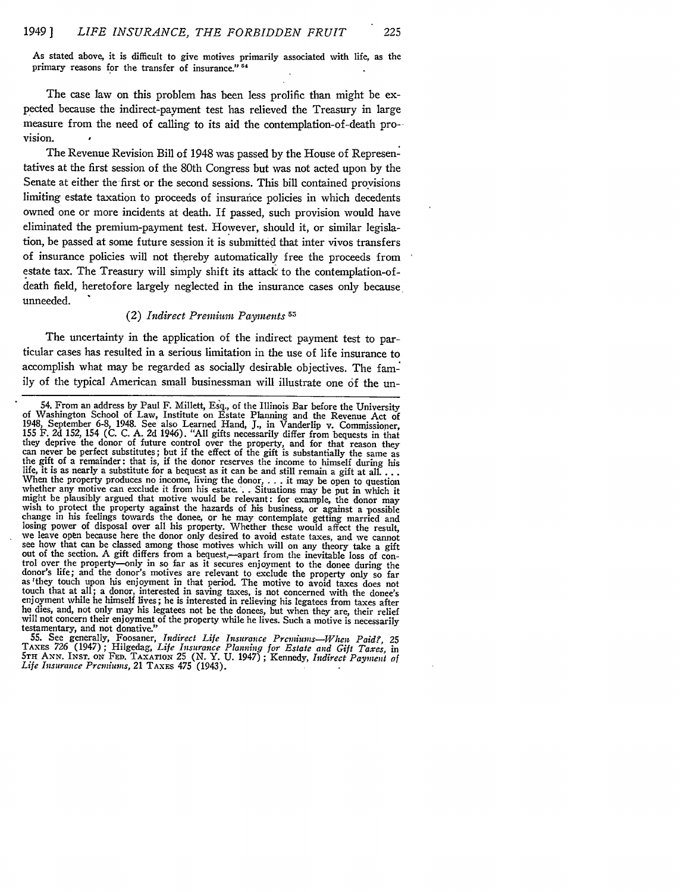As stated above, it is difficult to give motives primarily associated with life, as the primary reasons for the transfer of insurance."[54]

The case law on this problem has been less prolific than might be expected because the indirect-payment test has relieved the Treasury in large measure from the need of calling to its aid the contemplation-of-death provision.

The Revenue Revision Bill of 1948 was passed by the House of Representatives at the first session of the 80th Congress but was not acted upon by the Senate at either the first or the second sessions. This bill contained provisions limiting estate taxation to proceeds of insurance policies in which decedents owned one or more incidents at death. If passed, such provision would have eliminated the premium-payment test. However, should it, or similar legislation, be passed at some future session it is submitted that inter vivos transfers of insurance policies will not thereby automatically free the proceeds from estate tax. The Treasury will simply shift its attack to the contemplation-of-death field, heretofore largely neglected in the insurance cases only because unneeded.

### (2) *Indirect Premium Payments*[55]

The uncertainty in the application of the indirect payment test to particular cases has resulted in a serious limitation in the use of life insurance to accomplish what may be regarded as socially desirable objectives. The family of the typical American small businessman will illustrate one of the un-

---

54. From an address by Paul F. Millett, Esq., of the Illinois Bar before the University of Washington School of Law, Institute on Estate Planning and the Revenue Act of 1948, September 6-8, 1948. See also Learned Hand, J., in Vanderlip v. Commissioner, 155 F. 2d 152, 154 (C. C. A. 2d 1946). "All gifts necessarily differ from bequests in that they deprive the donor of future control over the property, and for that reason they can never be perfect substitutes; but if the effect of the gift is substantially the same as the gift of a remainder: that is, if the donor reserves the income to himself during his life, it is as nearly a substitute for a bequest as it can be and still remain a gift at all. . . . When the property produces no income, living the donor, . . . it may be open to question whether any motive can exclude it from his estate. . . Situations may be put in which it might be plausibly argued that motive would be relevant: for example, the donor may wish to protect the property against the hazards of his business, or against a possible change in his feelings towards the donee, or he may contemplate getting married and losing power of disposal over all his property. Whether these would affect the result, we leave open because here the donor only desired to avoid estate taxes, and we cannot see how that can be classed among those motives which will on any theory take a gift out of the section. A gift differs from a bequest,—apart from the inevitable loss of control over the property—only in so far as it secures enjoyment to the donee during the donor's life; and the donor's motives are relevant to exclude the property only so far as they touch upon his enjoyment in that period. The motive to avoid taxes does not touch that at all; a donor, interested in saving taxes, is not concerned with the donee's enjoyment while he himself lives; he is interested in relieving his legatees from taxes after he dies, and, not only may his legatees not be the donees, but when they are, their relief will not concern their enjoyment of the property while he lives. Such a motive is necessarily testamentary, and not donative."

55. See generally, Foosaner, *Indirect Life Insurance Premiums—When Paid?*, 25 TAXES 726 (1947); Hilgedag, *Life Insurance Planning for Estate and Gift Taxes*, in 5TH ANN. INST. ON FED. TAXATION 25 (N. Y. U. 1947); Kennedy, *Indirect Payment of Life Insurance Premiums*, 21 TAXES 475 (1943).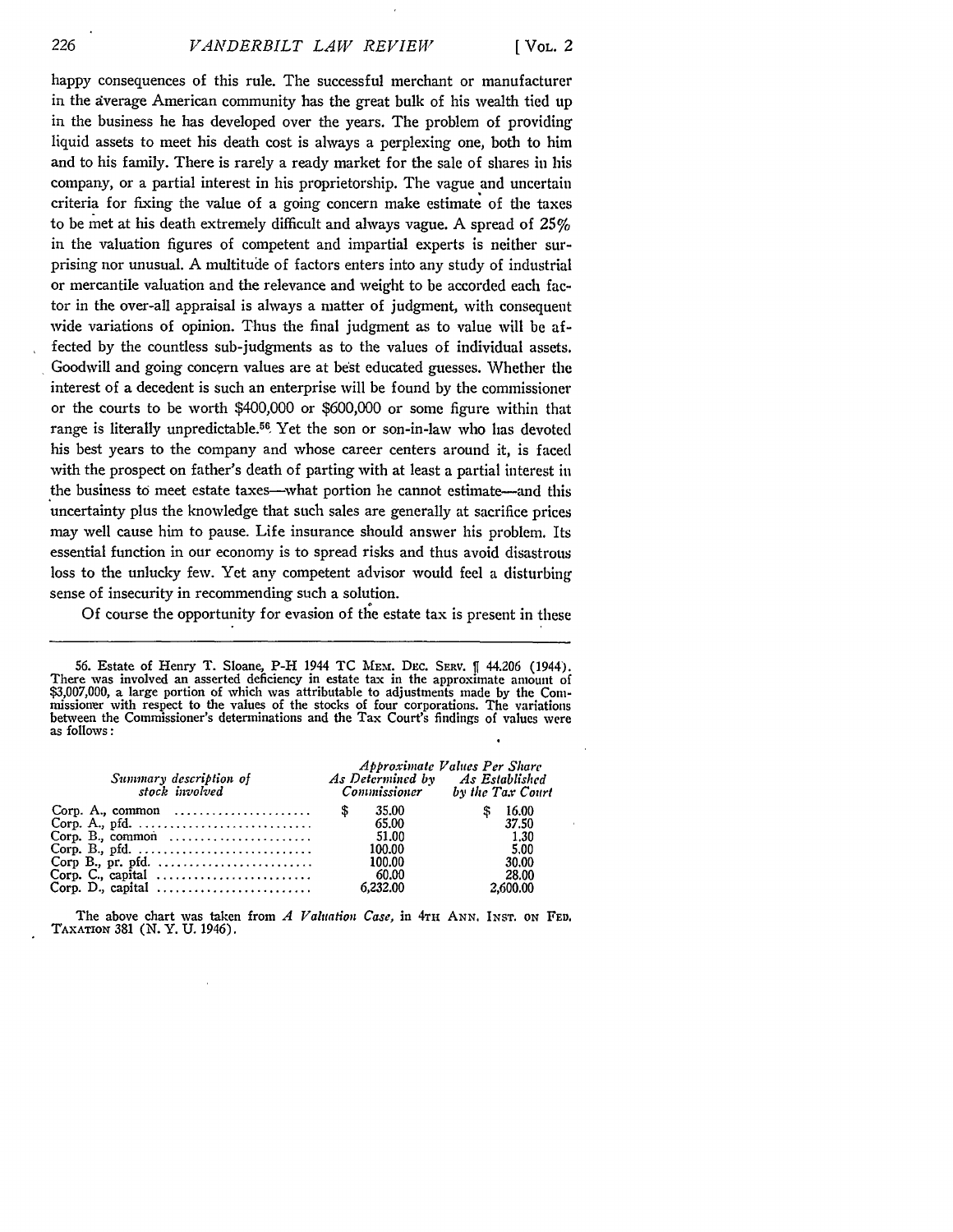happy consequences of this rule. The successful merchant or manufacturer in the average American community has the great bulk of his wealth tied up in the business he has developed over the years. The problem of providing liquid assets to meet his death cost is always a perplexing one, both to him and to his family. There is rarely a ready market for the sale of shares in his company, or a partial interest in his proprietorship. The vague and uncertain criteria for fixing the value of a going concern make estimate of the taxes to be met at his death extremely difficult and always vague. A spread of 25% in the valuation figures of competent and impartial experts is neither surprising nor unusual. A multitude of factors enters into any study of industrial or mercantile valuation and the relevance and weight to be accorded each factor in the over-all appraisal is always a matter of judgment, with consequent wide variations of opinion. Thus the final judgment as to value will be affected by the countless sub-judgments as to the values of individual assets. Goodwill and going concern values are at best educated guesses. Whether the interest of a decedent is such an enterprise will be found by the commissioner or the courts to be worth $400,000 or $600,000 or some figure within that range is literally unpredictable.[56] Yet the son or son-in-law who has devoted his best years to the company and whose career centers around it, is faced with the prospect on father's death of parting with at least a partial interest in the business to meet estate taxes—what portion he cannot estimate—and this uncertainty plus the knowledge that such sales are generally at sacrifice prices may well cause him to pause. Life insurance should answer his problem. Its essential function in our economy is to spread risks and thus avoid disastrous loss to the unlucky few. Yet any competent advisor would feel a disturbing sense of insecurity in recommending such a solution.

Of course the opportunity for evasion of the estate tax is present in these

---

56. Estate of Henry T. Sloane, P-H 1944 TC MEM. DEC. SERV. ¶ 44.206 (1944). There was involved an asserted deficiency in estate tax in the approximate amount of $3,007,000, a large portion of which was attributable to adjustments made by the Commissioner with respect to the values of the stocks of four corporations. The variations between the Commissioner's determinations and the Tax Court's findings of values were as follows:

| *Summary description of stock involved* | *Approximate Values Per Share* | |
|---|---|---|
| | *As Determined by Commissioner* | *As Established by the Tax Court* |
| Corp. A., common | $ 35.00 | $ 16.00 |
| Corp. A., pfd. | 65.00 | 37.50 |
| Corp. B., common | 51.00 | 1.30 |
| Corp. B., pfd. | 100.00 | 5.00 |
| Corp B., pr. pfd. | 100.00 | 30.00 |
| Corp. C., capital | 60.00 | 28.00 |
| Corp. D., capital | 6,232.00 | 2,600.00 |

The above chart was taken from *A Valuation Case*, in 4TH ANN. INST. ON FED. TAXATION 381 (N. Y. U. 1946).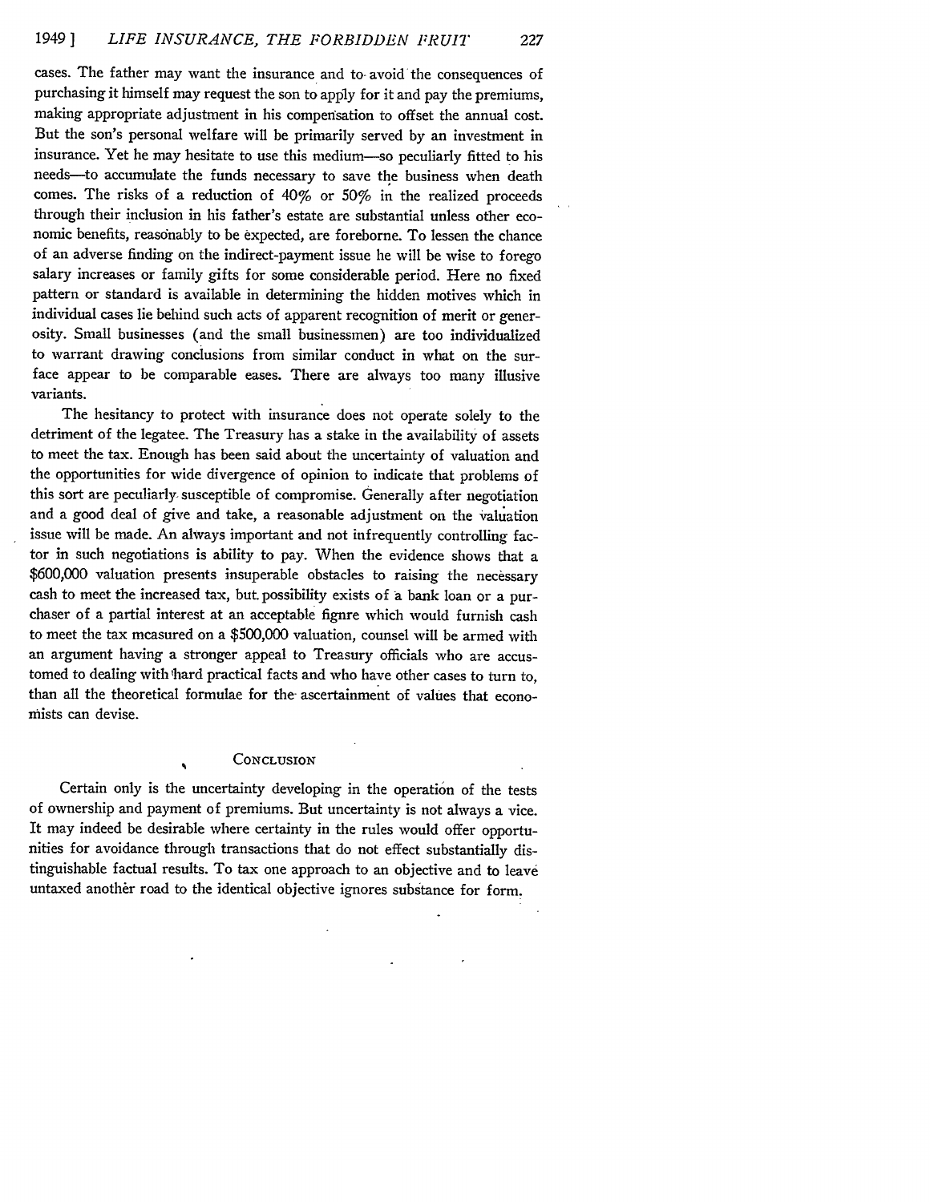cases. The father may want the insurance and to avoid the consequences of purchasing it himself may request the son to apply for it and pay the premiums, making appropriate adjustment in his compensation to offset the annual cost. But the son's personal welfare will be primarily served by an investment in insurance. Yet he may hesitate to use this medium—so peculiarly fitted to his needs—to accumulate the funds necessary to save the business when death comes. The risks of a reduction of 40% or 50% in the realized proceeds through their inclusion in his father's estate are substantial unless other economic benefits, reasonably to be expected, are foreborne. To lessen the chance of an adverse finding on the indirect-payment issue he will be wise to forego salary increases or family gifts for some considerable period. Here no fixed pattern or standard is available in determining the hidden motives which in individual cases lie behind such acts of apparent recognition of merit or generosity. Small businesses (and the small businessmen) are too individualized to warrant drawing conclusions from similar conduct in what on the surface appear to be comparable cases. There are always too many illusive variants.

The hesitancy to protect with insurance does not operate solely to the detriment of the legatee. The Treasury has a stake in the availability of assets to meet the tax. Enough has been said about the uncertainty of valuation and the opportunities for wide divergence of opinion to indicate that problems of this sort are peculiarly susceptible of compromise. Generally after negotiation and a good deal of give and take, a reasonable adjustment on the valuation issue will be made. An always important and not infrequently controlling factor in such negotiations is ability to pay. When the evidence shows that a $600,000 valuation presents insuperable obstacles to raising the necessary cash to meet the increased tax, but possibility exists of a bank loan or a purchaser of a partial interest at an acceptable figure which would furnish cash to meet the tax measured on a $500,000 valuation, counsel will be armed with an argument having a stronger appeal to Treasury officials who are accustomed to dealing with hard practical facts and who have other cases to turn to, than all the theoretical formulae for the ascertainment of values that economists can devise.

## CONCLUSION

Certain only is the uncertainty developing in the operation of the tests of ownership and payment of premiums. But uncertainty is not always a vice. It may indeed be desirable where certainty in the rules would offer opportunities for avoidance through transactions that do not effect substantially distinguishable factual results. To tax one approach to an objective and to leave untaxed another road to the identical objective ignores substance for form.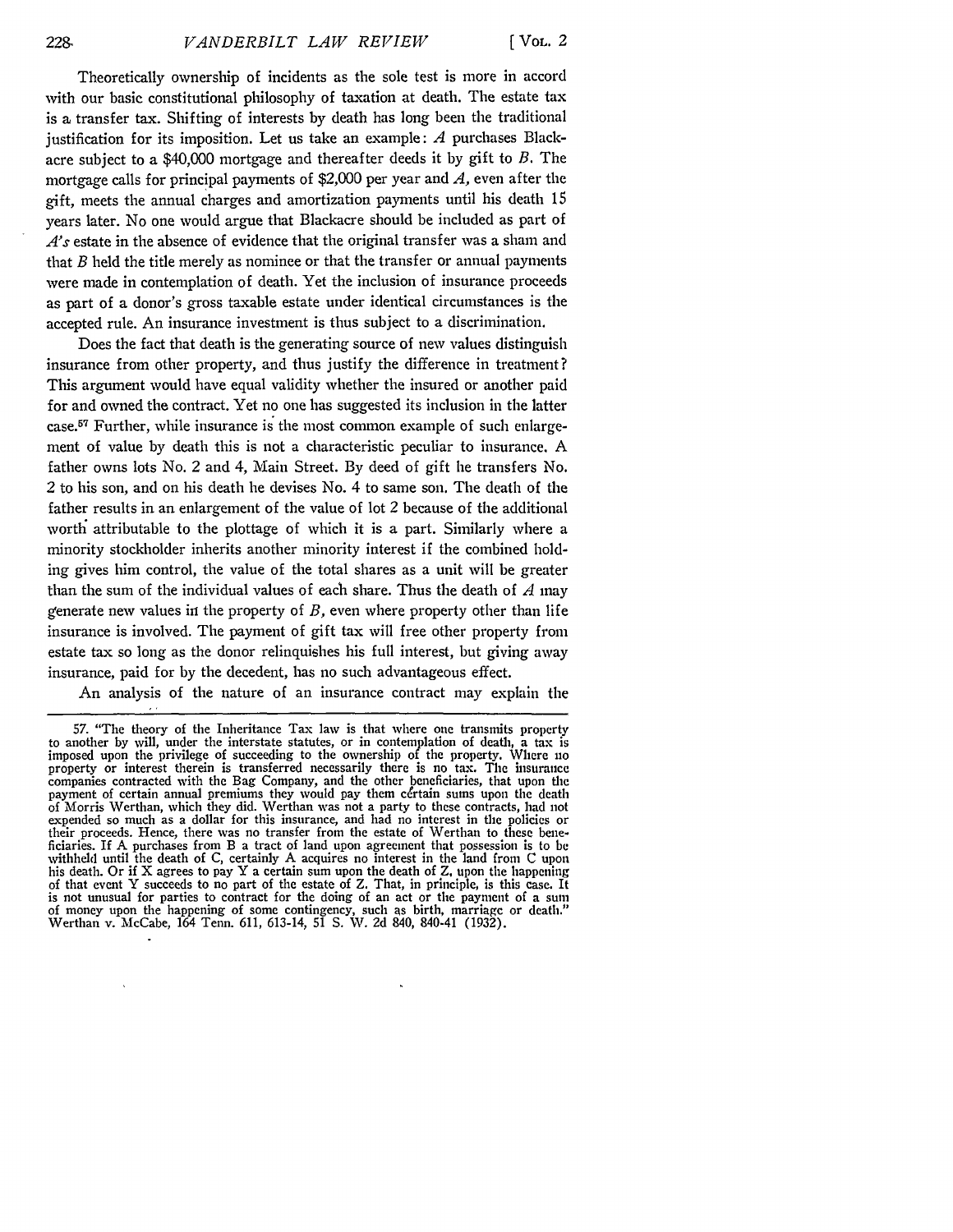Theoretically ownership of incidents as the sole test is more in accord with our basic constitutional philosophy of taxation at death. The estate tax is a transfer tax. Shifting of interests by death has long been the traditional justification for its imposition. Let us take an example: *A* purchases Blackacre subject to a $40,000 mortgage and thereafter deeds it by gift to *B*. The mortgage calls for principal payments of $2,000 per year and *A*, even after the gift, meets the annual charges and amortization payments until his death 15 years later. No one would argue that Blackacre should be included as part of *A's* estate in the absence of evidence that the original transfer was a sham and that *B* held the title merely as nominee or that the transfer or annual payments were made in contemplation of death. Yet the inclusion of insurance proceeds as part of a donor's gross taxable estate under identical circumstances is the accepted rule. An insurance investment is thus subject to a discrimination.

Does the fact that death is the generating source of new values distinguish insurance from other property, and thus justify the difference in treatment? This argument would have equal validity whether the insured or another paid for and owned the contract. Yet no one has suggested its inclusion in the latter case.[57] Further, while insurance is the most common example of such enlargement of value by death this is not a characteristic peculiar to insurance. A father owns lots No. 2 and 4, Main Street. By deed of gift he transfers No. 2 to his son, and on his death he devises No. 4 to same son. The death of the father results in an enlargement of the value of lot 2 because of the additional worth attributable to the plottage of which it is a part. Similarly where a minority stockholder inherits another minority interest if the combined holding gives him control, the value of the total shares as a unit will be greater than the sum of the individual values of each share. Thus the death of *A* may generate new values in the property of *B*, even where property other than life insurance is involved. The payment of gift tax will free other property from estate tax so long as the donor relinquishes his full interest, but giving away insurance, paid for by the decedent, has no such advantageous effect.

An analysis of the nature of an insurance contract may explain the

---

57. "The theory of the Inheritance Tax law is that where one transmits property to another by will, under the interstate statutes, or in contemplation of death, a tax is imposed upon the privilege of succeeding to the ownership of the property. Where no property or interest therein is transferred necessarily there is no tax. The insurance companies contracted with the Bag Company, and the other beneficiaries, that upon the payment of certain annual premiums they would pay them certain sums upon the death of Morris Werthan, which they did. Werthan was not a party to these contracts, had not expended so much as a dollar for this insurance, and had no interest in the policies or their proceeds. Hence, there was no transfer from the estate of Werthan to these beneficiaries. If A purchases from B a tract of land upon agreement that possession is to be withheld until the death of C, certainly A acquires no interest in the land from C upon his death. Or if X agrees to pay Y a certain sum upon the death of Z, upon the happening of that event Y succeeds to no part of the estate of Z. That, in principle, is this case. It is not unusual for parties to contract for the doing of an act or the payment of a sum of money upon the happening of some contingency, such as birth, marriage or death." Werthan v. McCabe, 164 Tenn. 611, 613-14, 51 S. W. 2d 840, 840-41 (1932).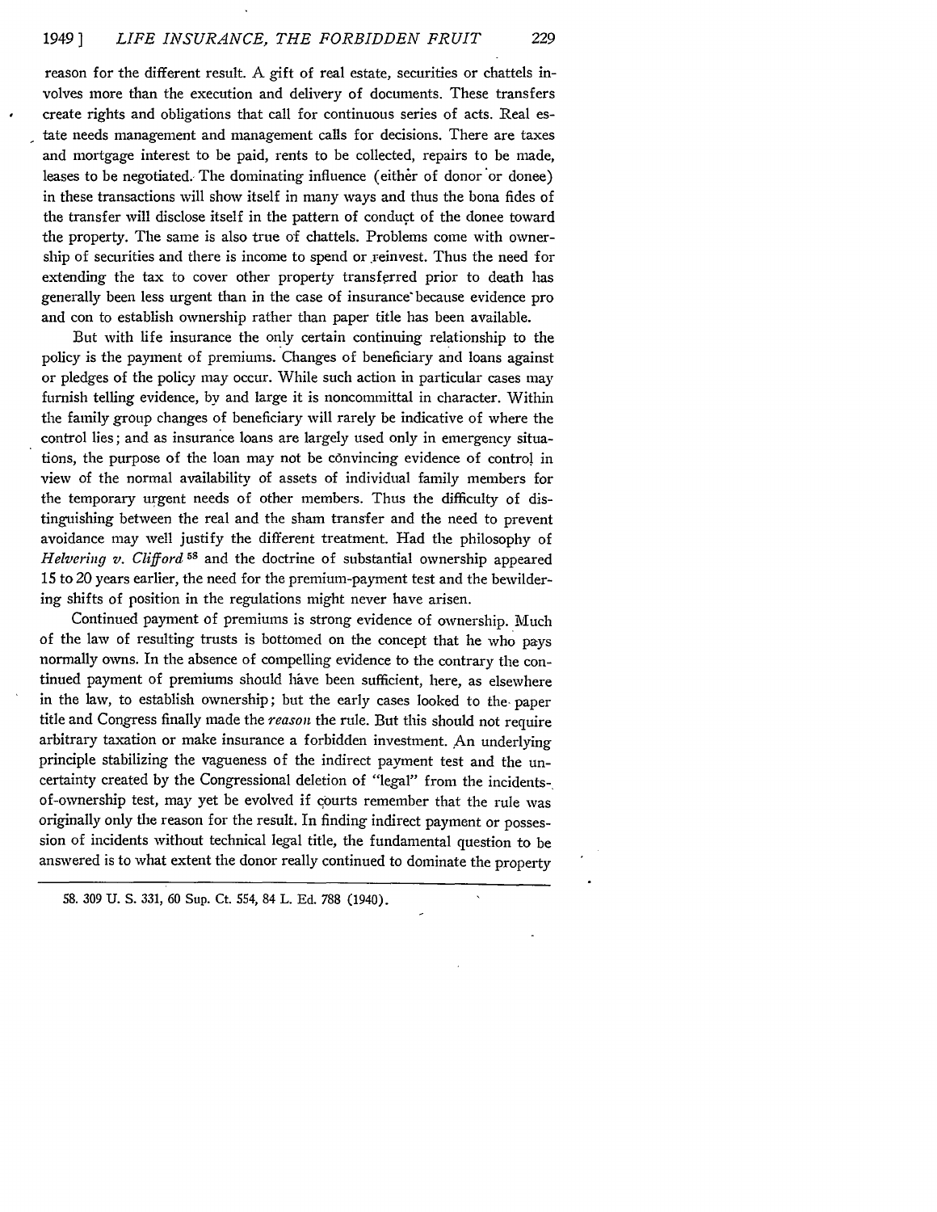reason for the different result. A gift of real estate, securities or chattels involves more than the execution and delivery of documents. These transfers create rights and obligations that call for continuous series of acts. Real estate needs management and management calls for decisions. There are taxes and mortgage interest to be paid, rents to be collected, repairs to be made, leases to be negotiated. The dominating influence (either of donor or donee) in these transactions will show itself in many ways and thus the bona fides of the transfer will disclose itself in the pattern of conduct of the donee toward the property. The same is also true of chattels. Problems come with ownership of securities and there is income to spend or reinvest. Thus the need for extending the tax to cover other property transferred prior to death has generally been less urgent than in the case of insurance because evidence pro and con to establish ownership rather than paper title has been available.

But with life insurance the only certain continuing relationship to the policy is the payment of premiums. Changes of beneficiary and loans against or pledges of the policy may occur. While such action in particular cases may furnish telling evidence, by and large it is noncommittal in character. Within the family group changes of beneficiary will rarely be indicative of where the control lies; and as insurance loans are largely used only in emergency situations, the purpose of the loan may not be convincing evidence of control in view of the normal availability of assets of individual family members for the temporary urgent needs of other members. Thus the difficulty of distinguishing between the real and the sham transfer and the need to prevent avoidance may well justify the different treatment. Had the philosophy of *Helvering v. Clifford*[58] and the doctrine of substantial ownership appeared 15 to 20 years earlier, the need for the premium-payment test and the bewildering shifts of position in the regulations might never have arisen.

Continued payment of premiums is strong evidence of ownership. Much of the law of resulting trusts is bottomed on the concept that he who pays normally owns. In the absence of compelling evidence to the contrary the continued payment of premiums should have been sufficient, here, as elsewhere in the law, to establish ownership; but the early cases looked to the paper title and Congress finally made the *reason* the rule. But this should not require arbitrary taxation or make insurance a forbidden investment. An underlying principle stabilizing the vagueness of the indirect payment test and the uncertainty created by the Congressional deletion of "legal" from the incidents-of-ownership test, may yet be evolved if courts remember that the rule was originally only the reason for the result. In finding indirect payment or possession of incidents without technical legal title, the fundamental question to be answered is to what extent the donor really continued to dominate the property

58. 309 U. S. 331, 60 Sup. Ct. 554, 84 L. Ed. 788 (1940).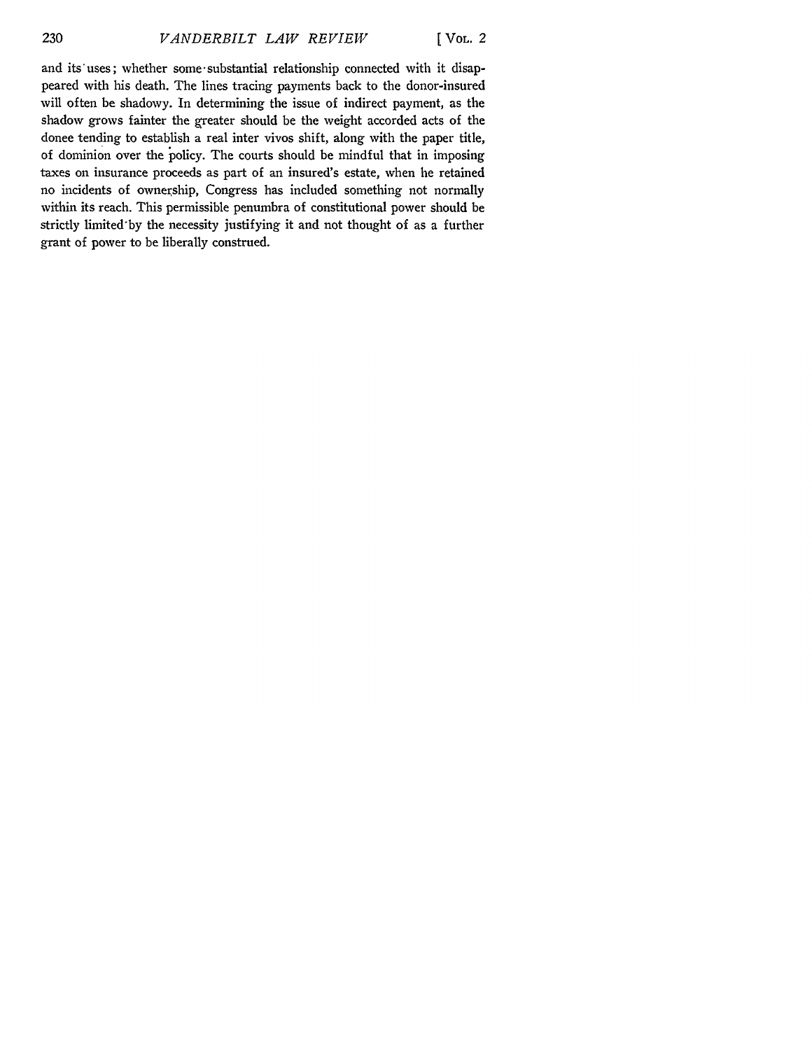and its uses; whether some substantial relationship connected with it disappeared with his death. The lines tracing payments back to the donor-insured will often be shadowy. In determining the issue of indirect payment, as the shadow grows fainter the greater should be the weight accorded acts of the donee tending to establish a real inter vivos shift, along with the paper title, of dominion over the policy. The courts should be mindful that in imposing taxes on insurance proceeds as part of an insured's estate, when he retained no incidents of ownership, Congress has included something not normally within its reach. This permissible penumbra of constitutional power should be strictly limited by the necessity justifying it and not thought of as a further grant of power to be liberally construed.